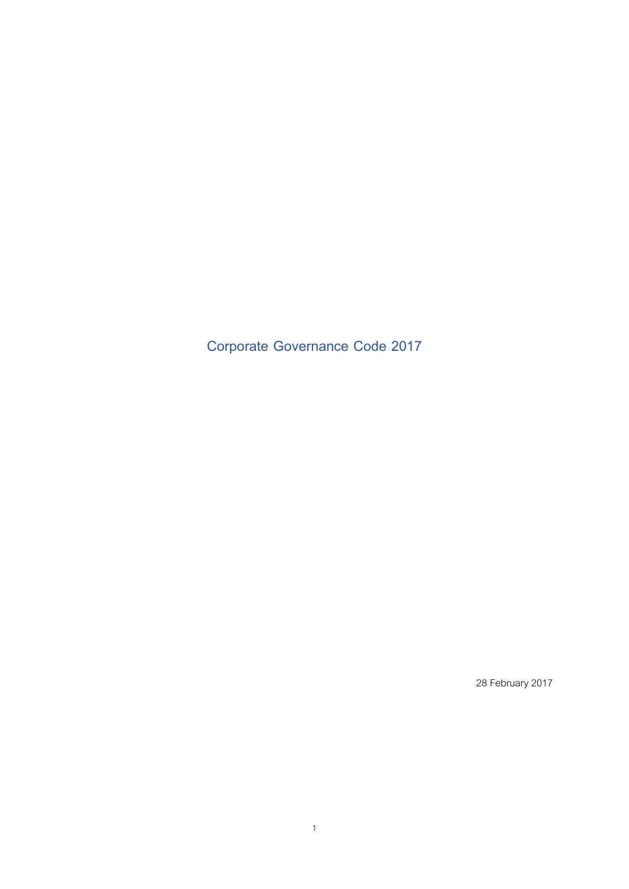# Corporate Governance Code 2017

28 February 2017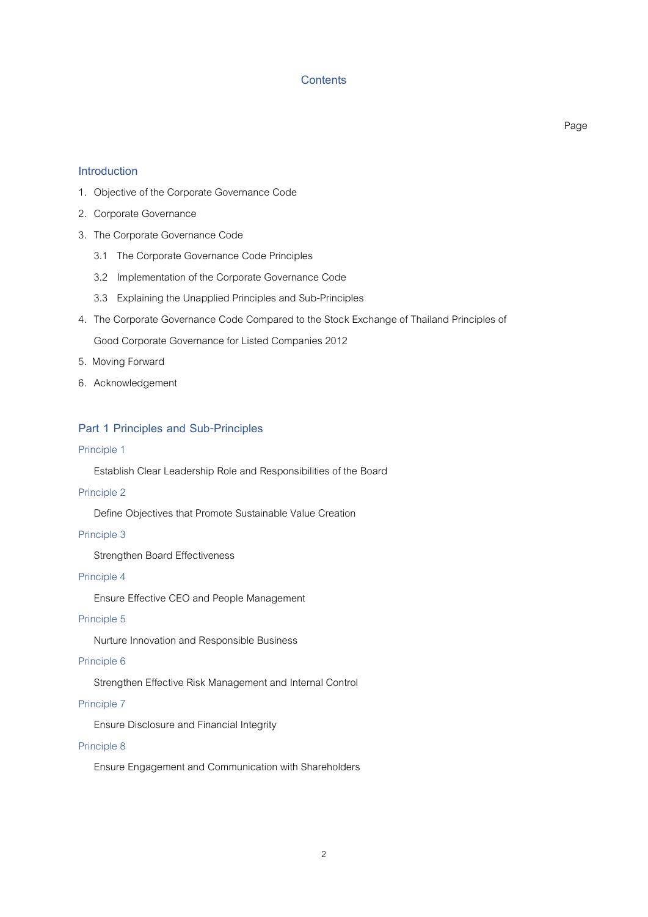# Contents

Page

## Introduction

1. Objective of the Corporate Governance Code
2. Corporate Governance
3. The Corporate Governance Code
   - 3.1 The Corporate Governance Code Principles
   - 3.2 Implementation of the Corporate Governance Code
   - 3.3 Explaining the Unapplied Principles and Sub-Principles
4. The Corporate Governance Code Compared to the Stock Exchange of Thailand Principles of Good Corporate Governance for Listed Companies 2012
5. Moving Forward
6. Acknowledgement

## Part 1 Principles and Sub-Principles

### Principle 1

Establish Clear Leadership Role and Responsibilities of the Board

### Principle 2

Define Objectives that Promote Sustainable Value Creation

### Principle 3

Strengthen Board Effectiveness

### Principle 4

Ensure Effective CEO and People Management

### Principle 5

Nurture Innovation and Responsible Business

### Principle 6

Strengthen Effective Risk Management and Internal Control

### Principle 7

Ensure Disclosure and Financial Integrity

### Principle 8

Ensure Engagement and Communication with Shareholders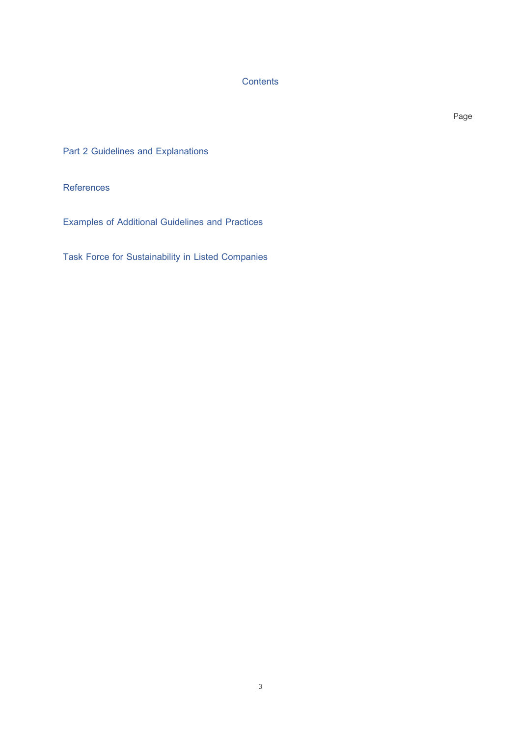# Contents

Page

Part 2 Guidelines and Explanations

References

Examples of Additional Guidelines and Practices

Task Force for Sustainability in Listed Companies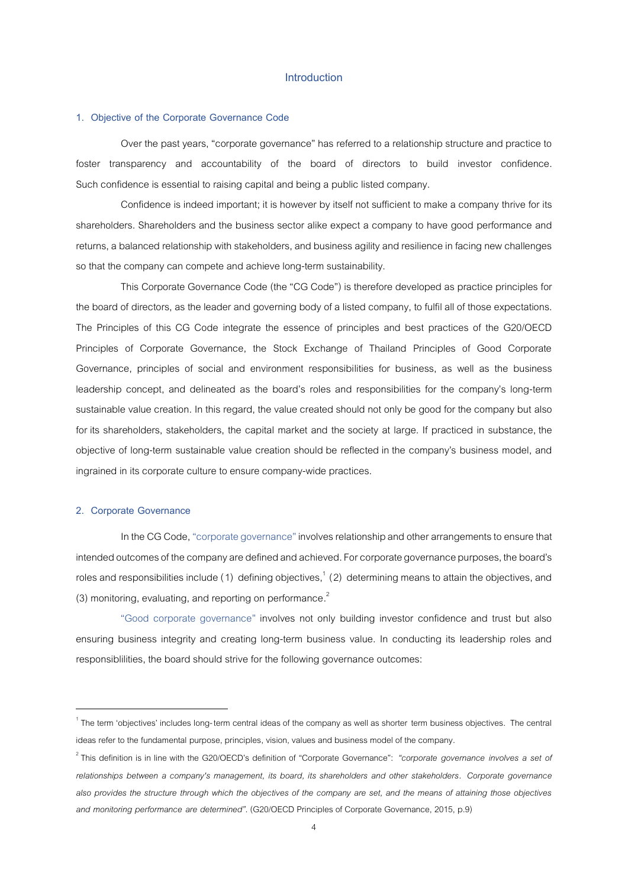# Introduction

## 1. Objective of the Corporate Governance Code

Over the past years, "corporate governance" has referred to a relationship structure and practice to foster transparency and accountability of the board of directors to build investor confidence. Such confidence is essential to raising capital and being a public listed company.

Confidence is indeed important; it is however by itself not sufficient to make a company thrive for its shareholders. Shareholders and the business sector alike expect a company to have good performance and returns, a balanced relationship with stakeholders, and business agility and resilience in facing new challenges so that the company can compete and achieve long-term sustainability.

This Corporate Governance Code (the "CG Code") is therefore developed as practice principles for the board of directors, as the leader and governing body of a listed company, to fulfil all of those expectations. The Principles of this CG Code integrate the essence of principles and best practices of the G20/OECD Principles of Corporate Governance, the Stock Exchange of Thailand Principles of Good Corporate Governance, principles of social and environment responsibilities for business, as well as the business leadership concept, and delineated as the board's roles and responsibilities for the company's long-term sustainable value creation. In this regard, the value created should not only be good for the company but also for its shareholders, stakeholders, the capital market and the society at large. If practiced in substance, the objective of long-term sustainable value creation should be reflected in the company's business model, and ingrained in its corporate culture to ensure company-wide practices.

## 2. Corporate Governance

In the CG Code, "corporate governance" involves relationship and other arrangements to ensure that intended outcomes of the company are defined and achieved. For corporate governance purposes, the board's roles and responsibilities include (1) defining objectives,[1] (2) determining means to attain the objectives, and (3) monitoring, evaluating, and reporting on performance.[2]

"Good corporate governance" involves not only building investor confidence and trust but also ensuring business integrity and creating long-term business value. In conducting its leadership roles and responsiblilities, the board should strive for the following governance outcomes:

---

[1] The term 'objectives' includes long-term central ideas of the company as well as shorter term business objectives. The central ideas refer to the fundamental purpose, principles, vision, values and business model of the company.

[2] This definition is in line with the G20/OECD's definition of "Corporate Governance": *"corporate governance involves a set of relationships between a company's management, its board, its shareholders and other stakeholders. Corporate governance also provides the structure through which the objectives of the company are set, and the means of attaining those objectives and monitoring performance are determined"*. (G20/OECD Principles of Corporate Governance, 2015, p.9)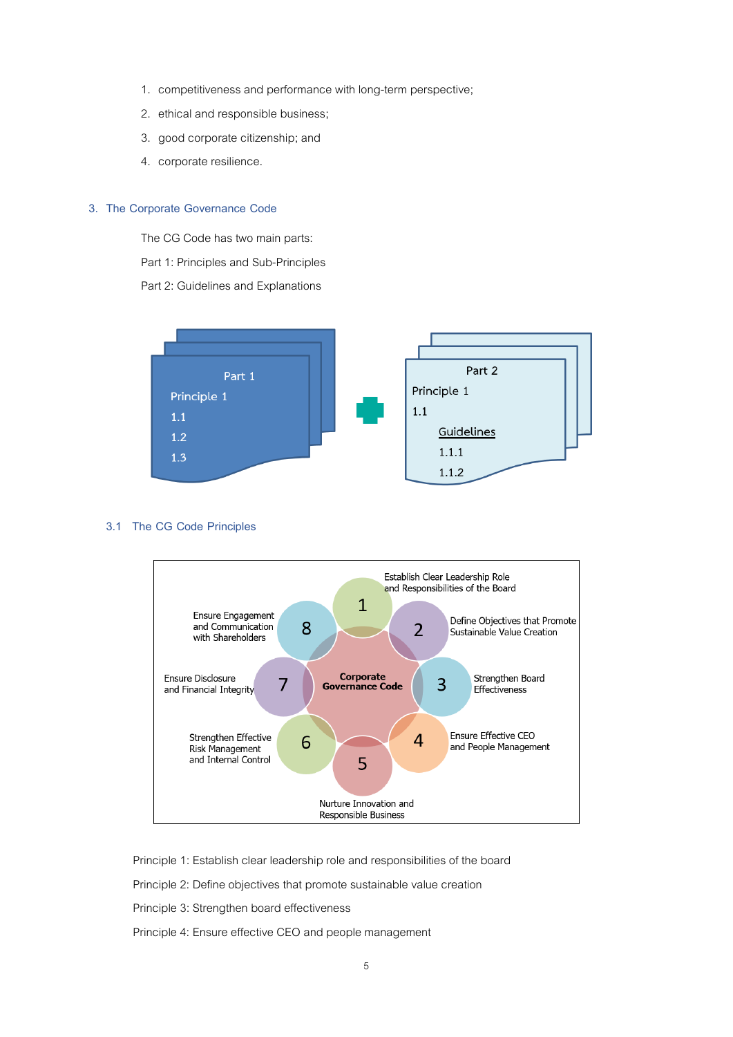1. competitiveness and performance with long-term perspective;
2. ethical and responsible business;
3. good corporate citizenship; and
4. corporate resilience.

## 3. The Corporate Governance Code

The CG Code has two main parts:

Part 1: Principles and Sub-Principles

Part 2: Guidelines and Explanations

Part 1
Principle 1
1.1
1.2
1.3

Part 2
Principle 1
1.1
Guidelines
1.1.1
1.1.2

### 3.1 The CG Code Principles

Corporate Governance Code

1 Establish Clear Leadership Role and Responsibilities of the Board
2 Define Objectives that Promote Sustainable Value Creation
3 Strengthen Board Effectiveness
4 Ensure Effective CEO and People Management
5 Nurture Innovation and Responsible Business
6 Strengthen Effective Risk Management and Internal Control
7 Ensure Disclosure and Financial Integrity
8 Ensure Engagement and Communication with Shareholders

Principle 1: Establish clear leadership role and responsibilities of the board

Principle 2: Define objectives that promote sustainable value creation

Principle 3: Strengthen board effectiveness

Principle 4: Ensure effective CEO and people management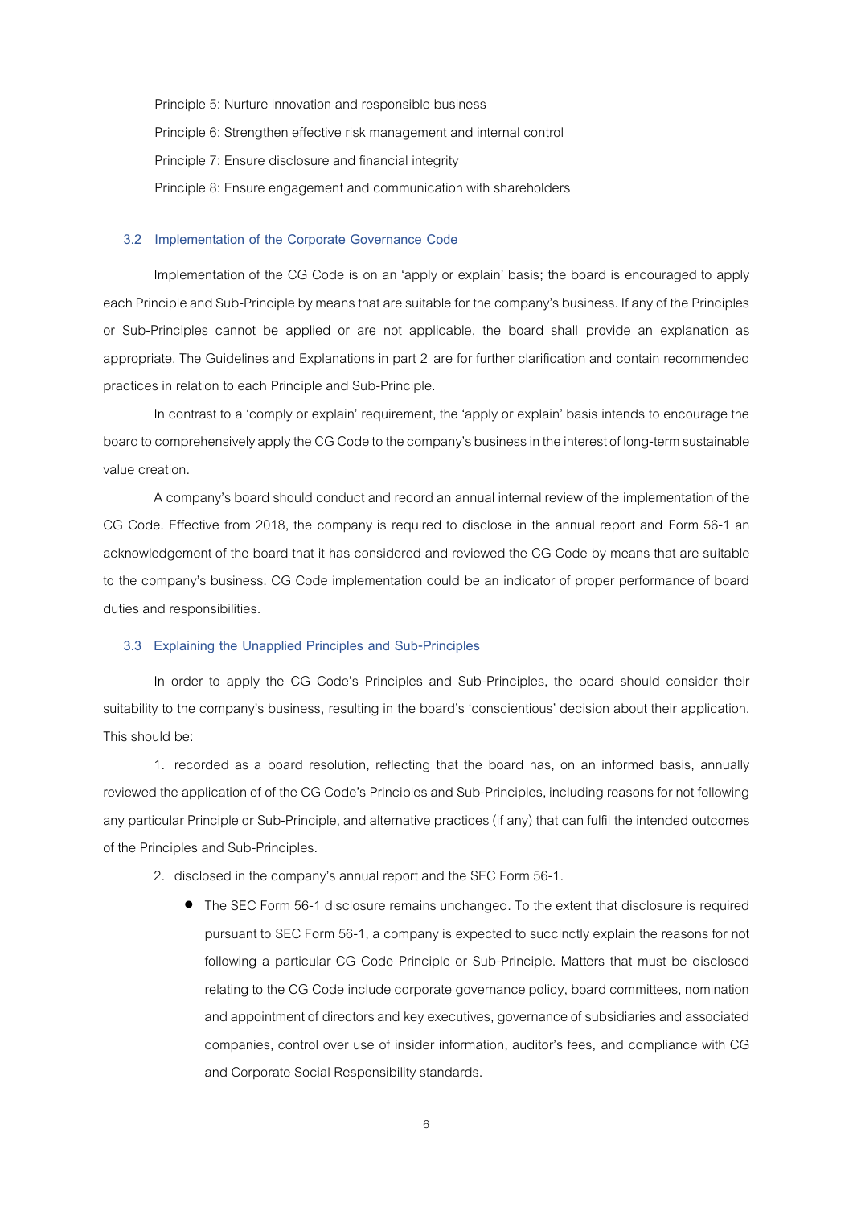Principle 5: Nurture innovation and responsible business

Principle 6: Strengthen effective risk management and internal control

Principle 7: Ensure disclosure and financial integrity

Principle 8: Ensure engagement and communication with shareholders

### 3.2 Implementation of the Corporate Governance Code

Implementation of the CG Code is on an 'apply or explain' basis; the board is encouraged to apply each Principle and Sub-Principle by means that are suitable for the company's business. If any of the Principles or Sub-Principles cannot be applied or are not applicable, the board shall provide an explanation as appropriate. The Guidelines and Explanations in part 2 are for further clarification and contain recommended practices in relation to each Principle and Sub-Principle.

In contrast to a 'comply or explain' requirement, the 'apply or explain' basis intends to encourage the board to comprehensively apply the CG Code to the company's business in the interest of long-term sustainable value creation.

A company's board should conduct and record an annual internal review of the implementation of the CG Code. Effective from 2018, the company is required to disclose in the annual report and Form 56-1 an acknowledgement of the board that it has considered and reviewed the CG Code by means that are suitable to the company's business. CG Code implementation could be an indicator of proper performance of board duties and responsibilities.

### 3.3 Explaining the Unapplied Principles and Sub-Principles

In order to apply the CG Code's Principles and Sub-Principles, the board should consider their suitability to the company's business, resulting in the board's 'conscientious' decision about their application. This should be:

1. recorded as a board resolution, reflecting that the board has, on an informed basis, annually reviewed the application of of the CG Code's Principles and Sub-Principles, including reasons for not following any particular Principle or Sub-Principle, and alternative practices (if any) that can fulfil the intended outcomes of the Principles and Sub-Principles.
2. disclosed in the company's annual report and the SEC Form 56-1.
   - The SEC Form 56-1 disclosure remains unchanged. To the extent that disclosure is required pursuant to SEC Form 56-1, a company is expected to succinctly explain the reasons for not following a particular CG Code Principle or Sub-Principle. Matters that must be disclosed relating to the CG Code include corporate governance policy, board committees, nomination and appointment of directors and key executives, governance of subsidiaries and associated companies, control over use of insider information, auditor's fees, and compliance with CG and Corporate Social Responsibility standards.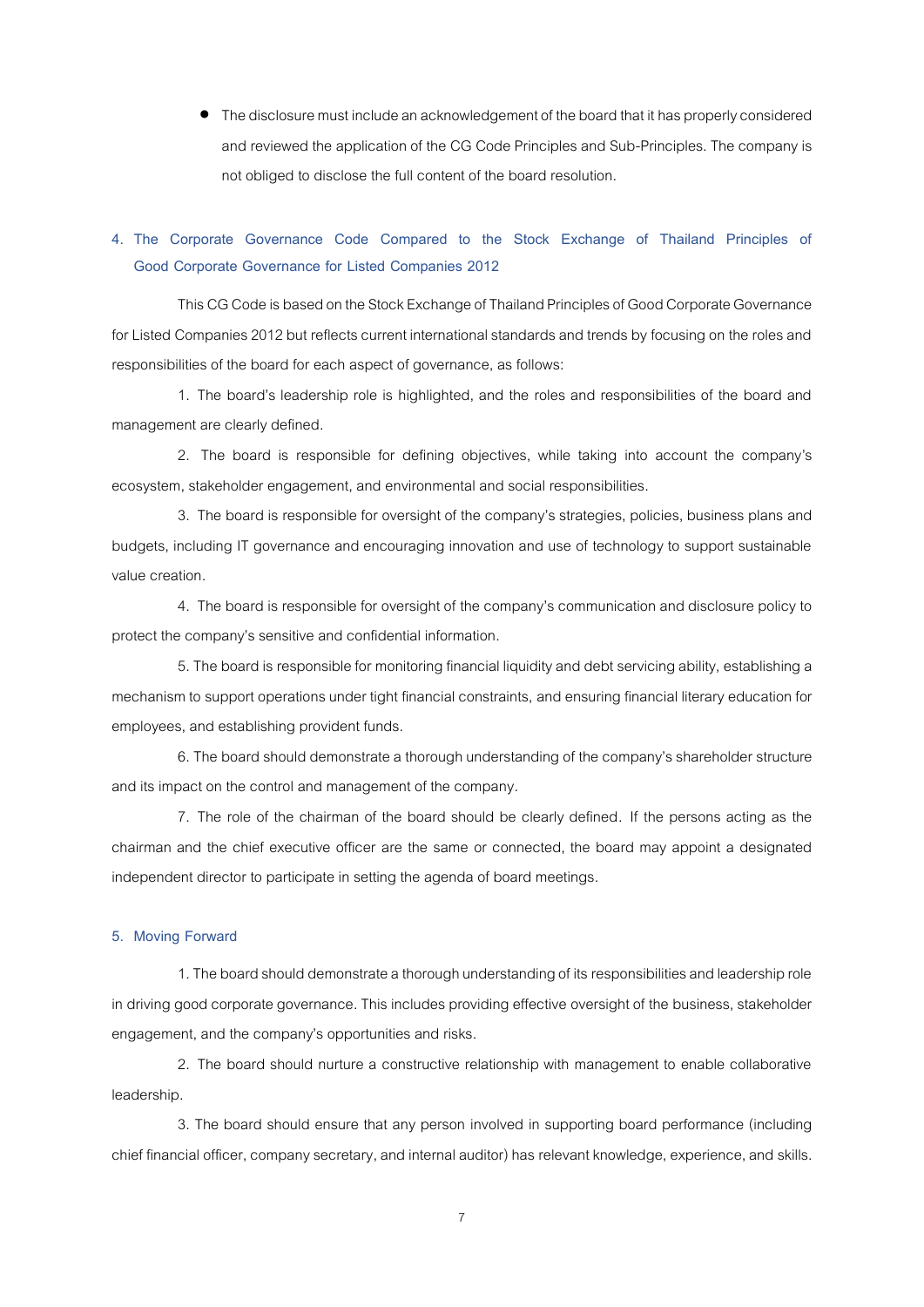- The disclosure must include an acknowledgement of the board that it has properly considered and reviewed the application of the CG Code Principles and Sub-Principles. The company is not obliged to disclose the full content of the board resolution.

## 4. The Corporate Governance Code Compared to the Stock Exchange of Thailand Principles of Good Corporate Governance for Listed Companies 2012

This CG Code is based on the Stock Exchange of Thailand Principles of Good Corporate Governance for Listed Companies 2012 but reflects current international standards and trends by focusing on the roles and responsibilities of the board for each aspect of governance, as follows:

1. The board's leadership role is highlighted, and the roles and responsibilities of the board and management are clearly defined.

2. The board is responsible for defining objectives, while taking into account the company's ecosystem, stakeholder engagement, and environmental and social responsibilities.

3. The board is responsible for oversight of the company's strategies, policies, business plans and budgets, including IT governance and encouraging innovation and use of technology to support sustainable value creation.

4. The board is responsible for oversight of the company's communication and disclosure policy to protect the company's sensitive and confidential information.

5. The board is responsible for monitoring financial liquidity and debt servicing ability, establishing a mechanism to support operations under tight financial constraints, and ensuring financial literary education for employees, and establishing provident funds.

6. The board should demonstrate a thorough understanding of the company's shareholder structure and its impact on the control and management of the company.

7. The role of the chairman of the board should be clearly defined. If the persons acting as the chairman and the chief executive officer are the same or connected, the board may appoint a designated independent director to participate in setting the agenda of board meetings.

## 5. Moving Forward

1. The board should demonstrate a thorough understanding of its responsibilities and leadership role in driving good corporate governance. This includes providing effective oversight of the business, stakeholder engagement, and the company's opportunities and risks.

2. The board should nurture a constructive relationship with management to enable collaborative leadership.

3. The board should ensure that any person involved in supporting board performance (including chief financial officer, company secretary, and internal auditor) has relevant knowledge, experience, and skills.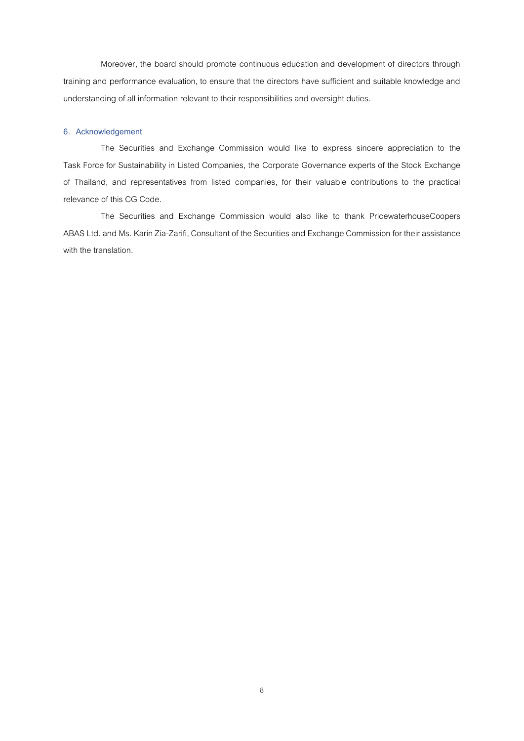Moreover, the board should promote continuous education and development of directors through training and performance evaluation, to ensure that the directors have sufficient and suitable knowledge and understanding of all information relevant to their responsibilities and oversight duties.

## 6. Acknowledgement

The Securities and Exchange Commission would like to express sincere appreciation to the Task Force for Sustainability in Listed Companies, the Corporate Governance experts of the Stock Exchange of Thailand, and representatives from listed companies, for their valuable contributions to the practical relevance of this CG Code.

The Securities and Exchange Commission would also like to thank PricewaterhouseCoopers ABAS Ltd. and Ms. Karin Zia-Zarifi, Consultant of the Securities and Exchange Commission for their assistance with the translation.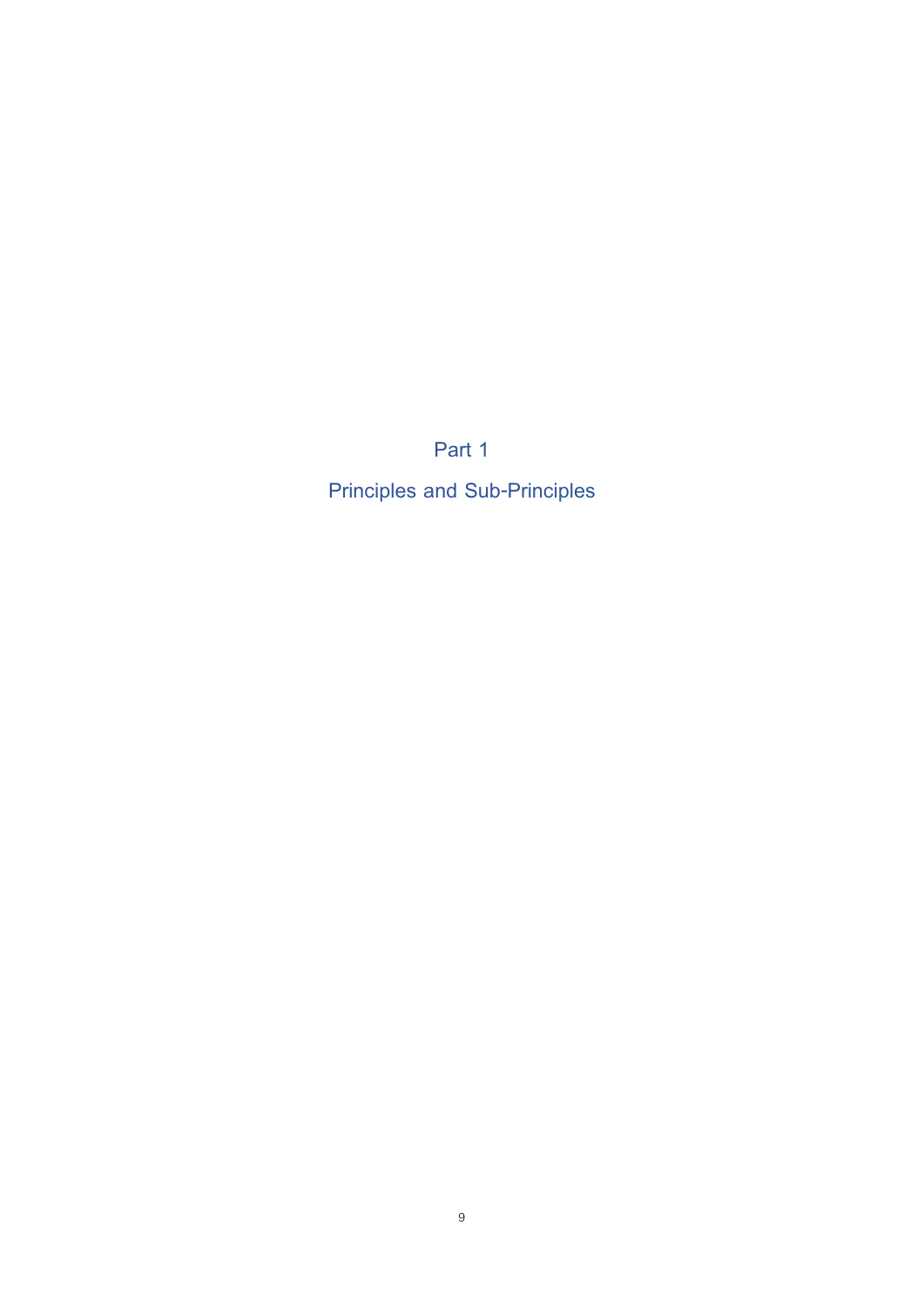# Part 1

## Principles and Sub-Principles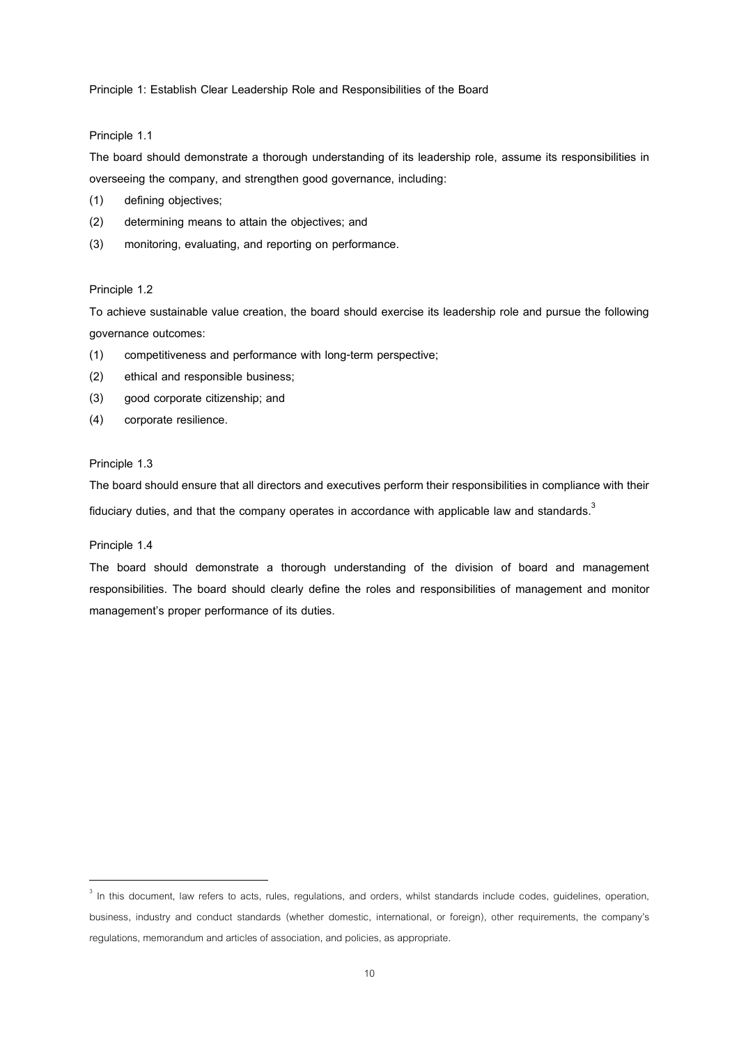## Principle 1: Establish Clear Leadership Role and Responsibilities of the Board

### Principle 1.1

The board should demonstrate a thorough understanding of its leadership role, assume its responsibilities in overseeing the company, and strengthen good governance, including:

(1) defining objectives;

(2) determining means to attain the objectives; and

(3) monitoring, evaluating, and reporting on performance.

### Principle 1.2

To achieve sustainable value creation, the board should exercise its leadership role and pursue the following governance outcomes:

(1) competitiveness and performance with long-term perspective;

(2) ethical and responsible business;

(3) good corporate citizenship; and

(4) corporate resilience.

### Principle 1.3

The board should ensure that all directors and executives perform their responsibilities in compliance with their fiduciary duties, and that the company operates in accordance with applicable law and standards.[3]

### Principle 1.4

The board should demonstrate a thorough understanding of the division of board and management responsibilities. The board should clearly define the roles and responsibilities of management and monitor management's proper performance of its duties.

---

[3] In this document, law refers to acts, rules, regulations, and orders, whilst standards include codes, guidelines, operation, business, industry and conduct standards (whether domestic, international, or foreign), other requirements, the company's regulations, memorandum and articles of association, and policies, as appropriate.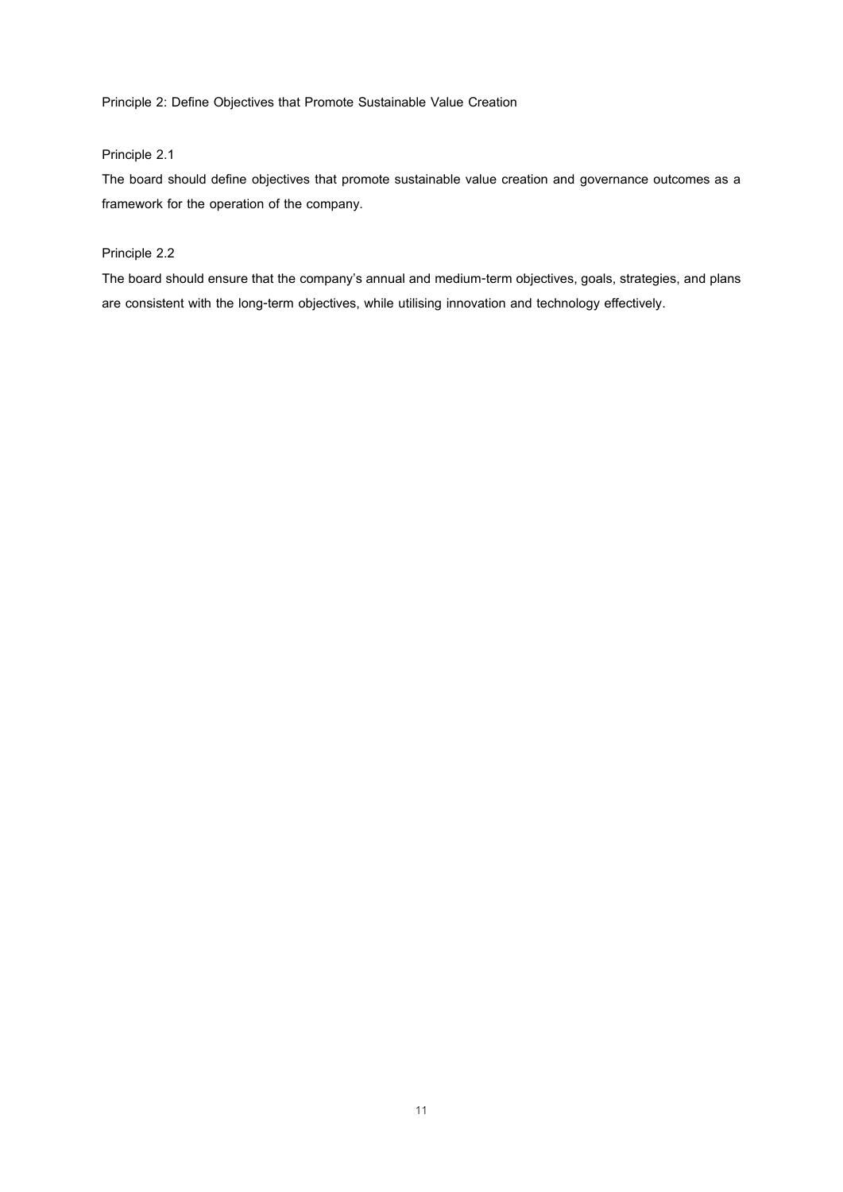## Principle 2: Define Objectives that Promote Sustainable Value Creation

### Principle 2.1

The board should define objectives that promote sustainable value creation and governance outcomes as a framework for the operation of the company.

### Principle 2.2

The board should ensure that the company's annual and medium-term objectives, goals, strategies, and plans are consistent with the long-term objectives, while utilising innovation and technology effectively.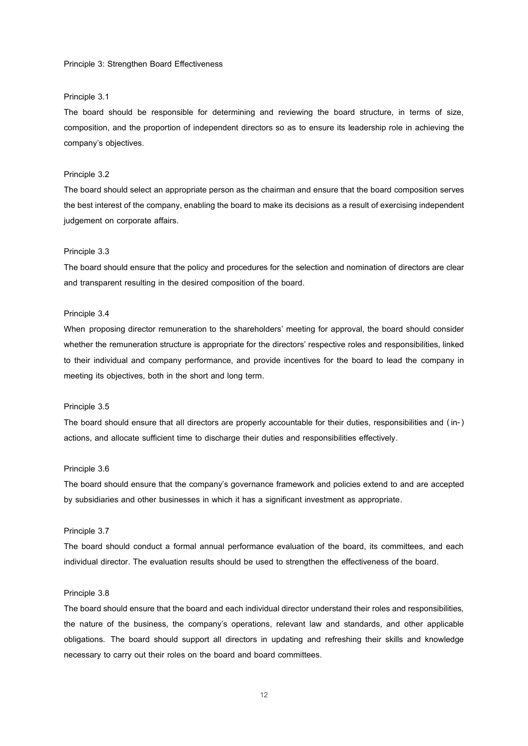## Principle 3: Strengthen Board Effectiveness

### Principle 3.1

The board should be responsible for determining and reviewing the board structure, in terms of size, composition, and the proportion of independent directors so as to ensure its leadership role in achieving the company's objectives.

### Principle 3.2

The board should select an appropriate person as the chairman and ensure that the board composition serves the best interest of the company, enabling the board to make its decisions as a result of exercising independent judgement on corporate affairs.

### Principle 3.3

The board should ensure that the policy and procedures for the selection and nomination of directors are clear and transparent resulting in the desired composition of the board.

### Principle 3.4

When proposing director remuneration to the shareholders' meeting for approval, the board should consider whether the remuneration structure is appropriate for the directors' respective roles and responsibilities, linked to their individual and company performance, and provide incentives for the board to lead the company in meeting its objectives, both in the short and long term.

### Principle 3.5

The board should ensure that all directors are properly accountable for their duties, responsibilities and (in-) actions, and allocate sufficient time to discharge their duties and responsibilities effectively.

### Principle 3.6

The board should ensure that the company's governance framework and policies extend to and are accepted by subsidiaries and other businesses in which it has a significant investment as appropriate.

### Principle 3.7

The board should conduct a formal annual performance evaluation of the board, its committees, and each individual director. The evaluation results should be used to strengthen the effectiveness of the board.

### Principle 3.8

The board should ensure that the board and each individual director understand their roles and responsibilities, the nature of the business, the company's operations, relevant law and standards, and other applicable obligations. The board should support all directors in updating and refreshing their skills and knowledge necessary to carry out their roles on the board and board committees.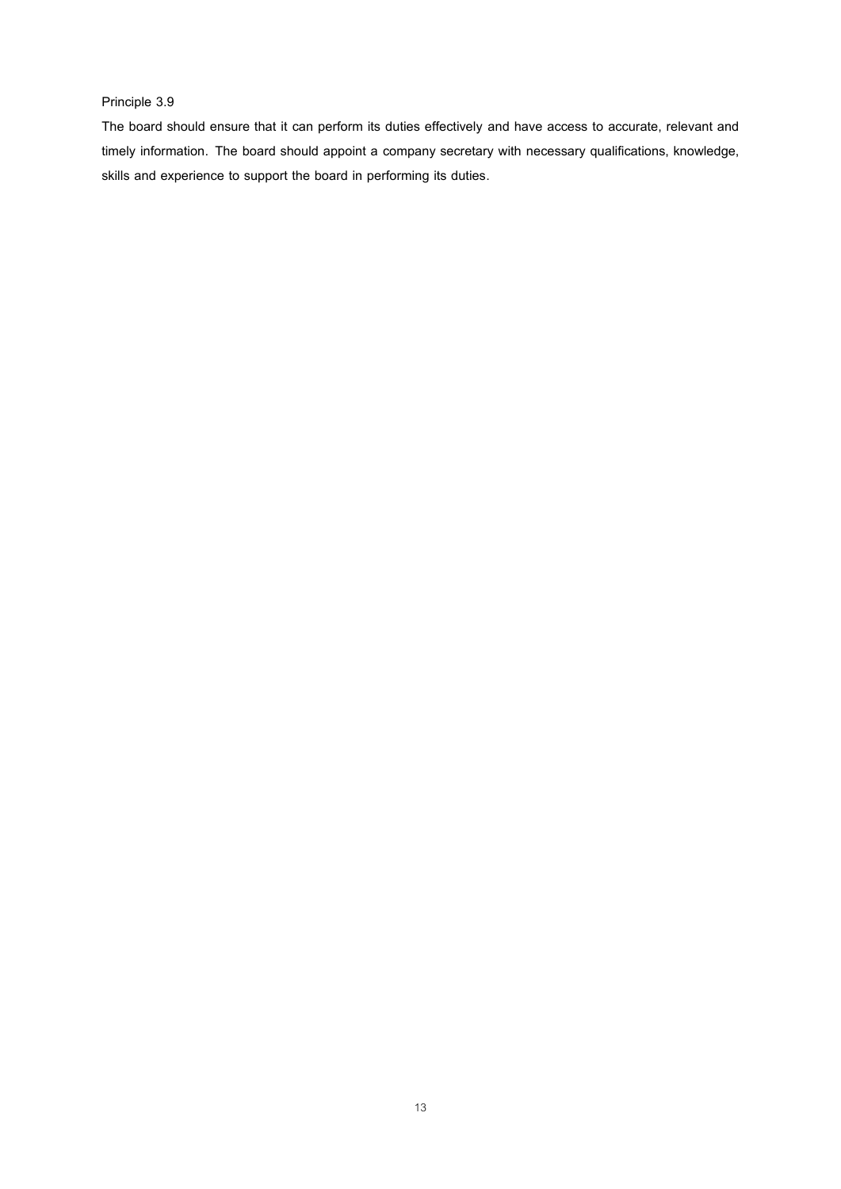Principle 3.9

The board should ensure that it can perform its duties effectively and have access to accurate, relevant and timely information. The board should appoint a company secretary with necessary qualifications, knowledge, skills and experience to support the board in performing its duties.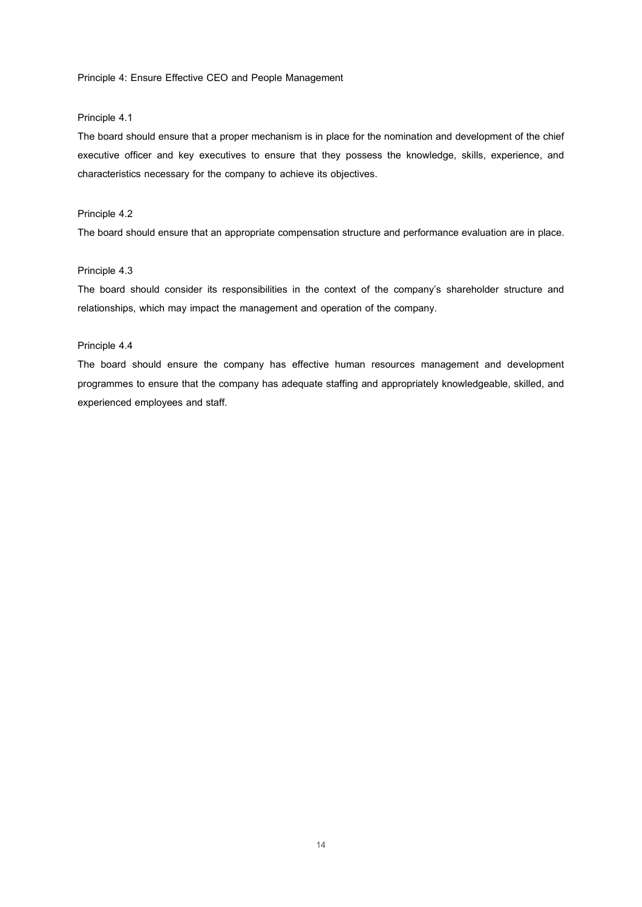## Principle 4: Ensure Effective CEO and People Management

### Principle 4.1

The board should ensure that a proper mechanism is in place for the nomination and development of the chief executive officer and key executives to ensure that they possess the knowledge, skills, experience, and characteristics necessary for the company to achieve its objectives.

### Principle 4.2

The board should ensure that an appropriate compensation structure and performance evaluation are in place.

### Principle 4.3

The board should consider its responsibilities in the context of the company's shareholder structure and relationships, which may impact the management and operation of the company.

### Principle 4.4

The board should ensure the company has effective human resources management and development programmes to ensure that the company has adequate staffing and appropriately knowledgeable, skilled, and experienced employees and staff.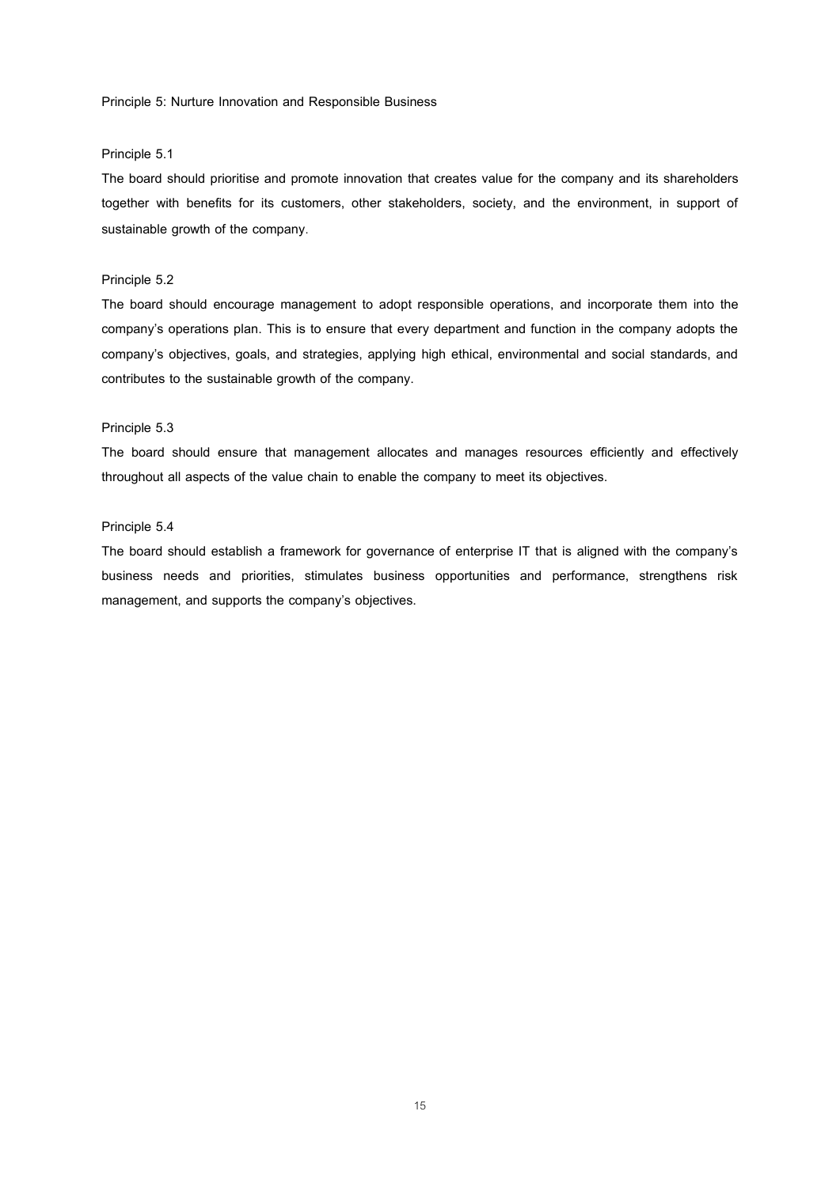## Principle 5: Nurture Innovation and Responsible Business

### Principle 5.1

The board should prioritise and promote innovation that creates value for the company and its shareholders together with benefits for its customers, other stakeholders, society, and the environment, in support of sustainable growth of the company.

### Principle 5.2

The board should encourage management to adopt responsible operations, and incorporate them into the company's operations plan. This is to ensure that every department and function in the company adopts the company's objectives, goals, and strategies, applying high ethical, environmental and social standards, and contributes to the sustainable growth of the company.

### Principle 5.3

The board should ensure that management allocates and manages resources efficiently and effectively throughout all aspects of the value chain to enable the company to meet its objectives.

### Principle 5.4

The board should establish a framework for governance of enterprise IT that is aligned with the company's business needs and priorities, stimulates business opportunities and performance, strengthens risk management, and supports the company's objectives.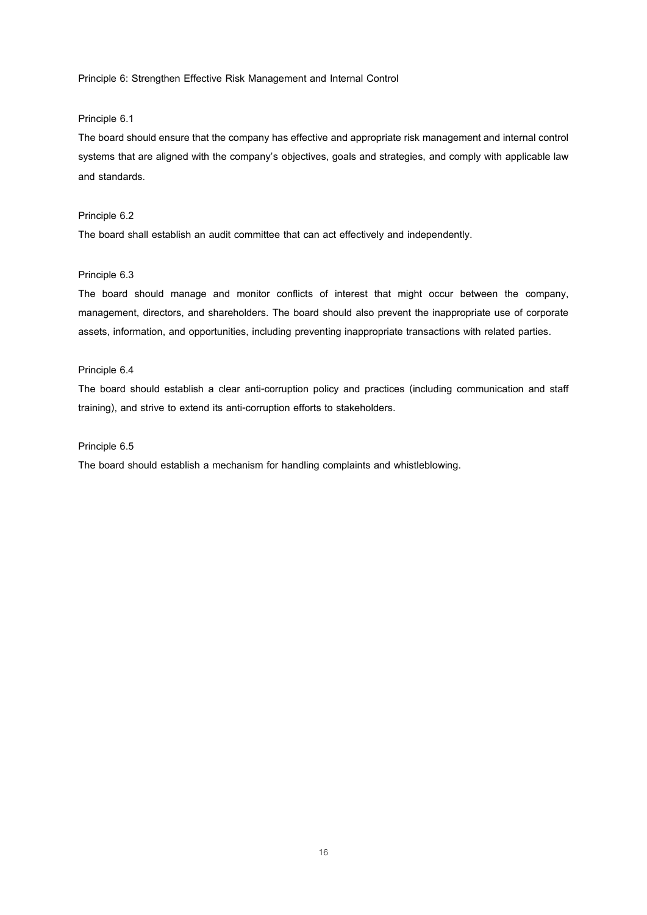## Principle 6: Strengthen Effective Risk Management and Internal Control

### Principle 6.1

The board should ensure that the company has effective and appropriate risk management and internal control systems that are aligned with the company's objectives, goals and strategies, and comply with applicable law and standards.

### Principle 6.2

The board shall establish an audit committee that can act effectively and independently.

### Principle 6.3

The board should manage and monitor conflicts of interest that might occur between the company, management, directors, and shareholders. The board should also prevent the inappropriate use of corporate assets, information, and opportunities, including preventing inappropriate transactions with related parties.

### Principle 6.4

The board should establish a clear anti-corruption policy and practices (including communication and staff training), and strive to extend its anti-corruption efforts to stakeholders.

### Principle 6.5

The board should establish a mechanism for handling complaints and whistleblowing.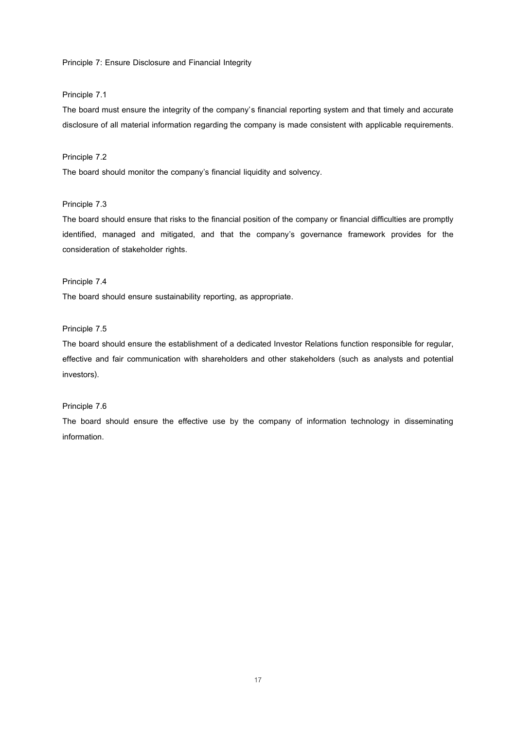## Principle 7: Ensure Disclosure and Financial Integrity

### Principle 7.1

The board must ensure the integrity of the company's financial reporting system and that timely and accurate disclosure of all material information regarding the company is made consistent with applicable requirements.

### Principle 7.2

The board should monitor the company's financial liquidity and solvency.

### Principle 7.3

The board should ensure that risks to the financial position of the company or financial difficulties are promptly identified, managed and mitigated, and that the company's governance framework provides for the consideration of stakeholder rights.

### Principle 7.4

The board should ensure sustainability reporting, as appropriate.

### Principle 7.5

The board should ensure the establishment of a dedicated Investor Relations function responsible for regular, effective and fair communication with shareholders and other stakeholders (such as analysts and potential investors).

### Principle 7.6

The board should ensure the effective use by the company of information technology in disseminating information.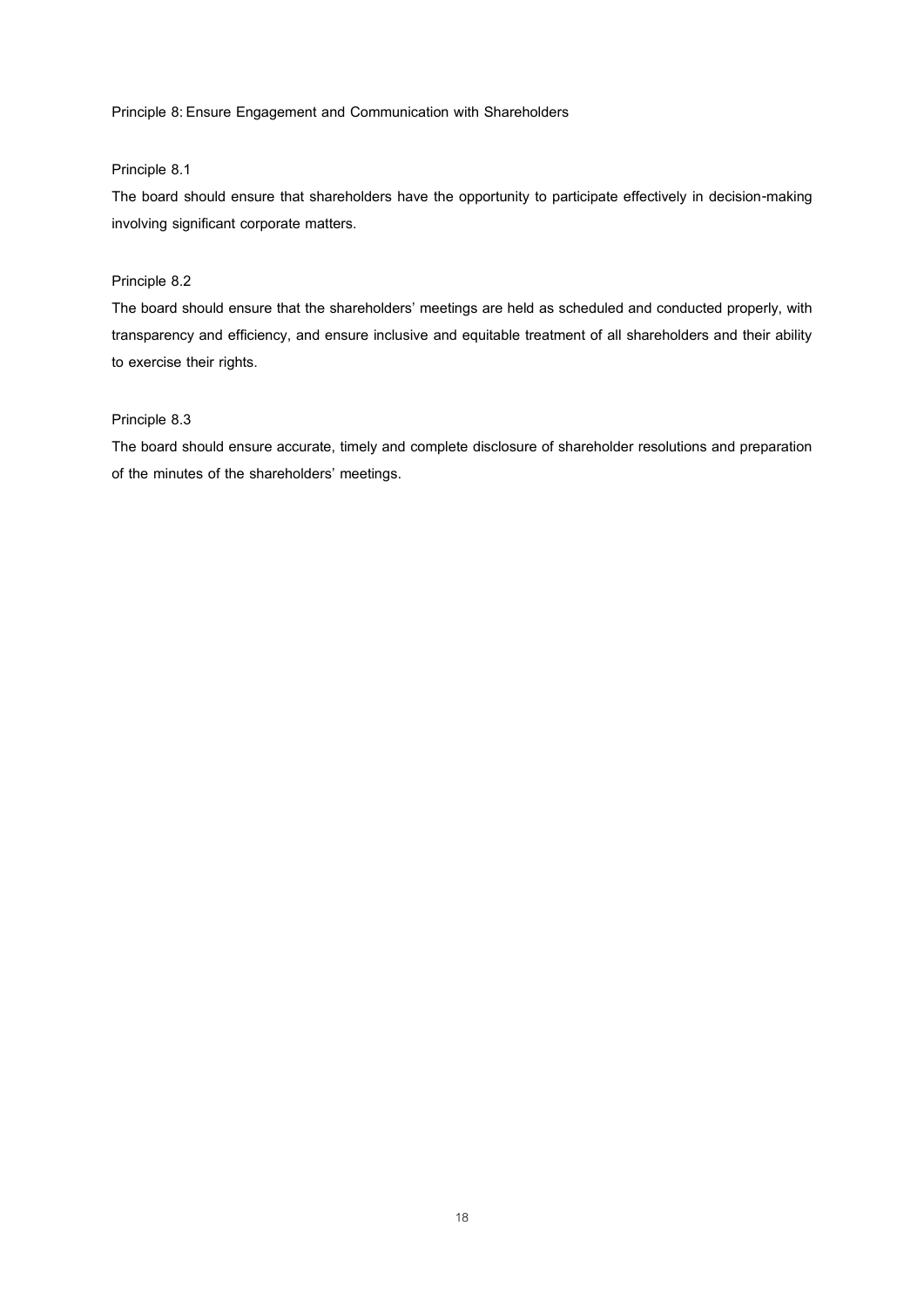## Principle 8: Ensure Engagement and Communication with Shareholders

### Principle 8.1

The board should ensure that shareholders have the opportunity to participate effectively in decision-making involving significant corporate matters.

### Principle 8.2

The board should ensure that the shareholders' meetings are held as scheduled and conducted properly, with transparency and efficiency, and ensure inclusive and equitable treatment of all shareholders and their ability to exercise their rights.

### Principle 8.3

The board should ensure accurate, timely and complete disclosure of shareholder resolutions and preparation of the minutes of the shareholders' meetings.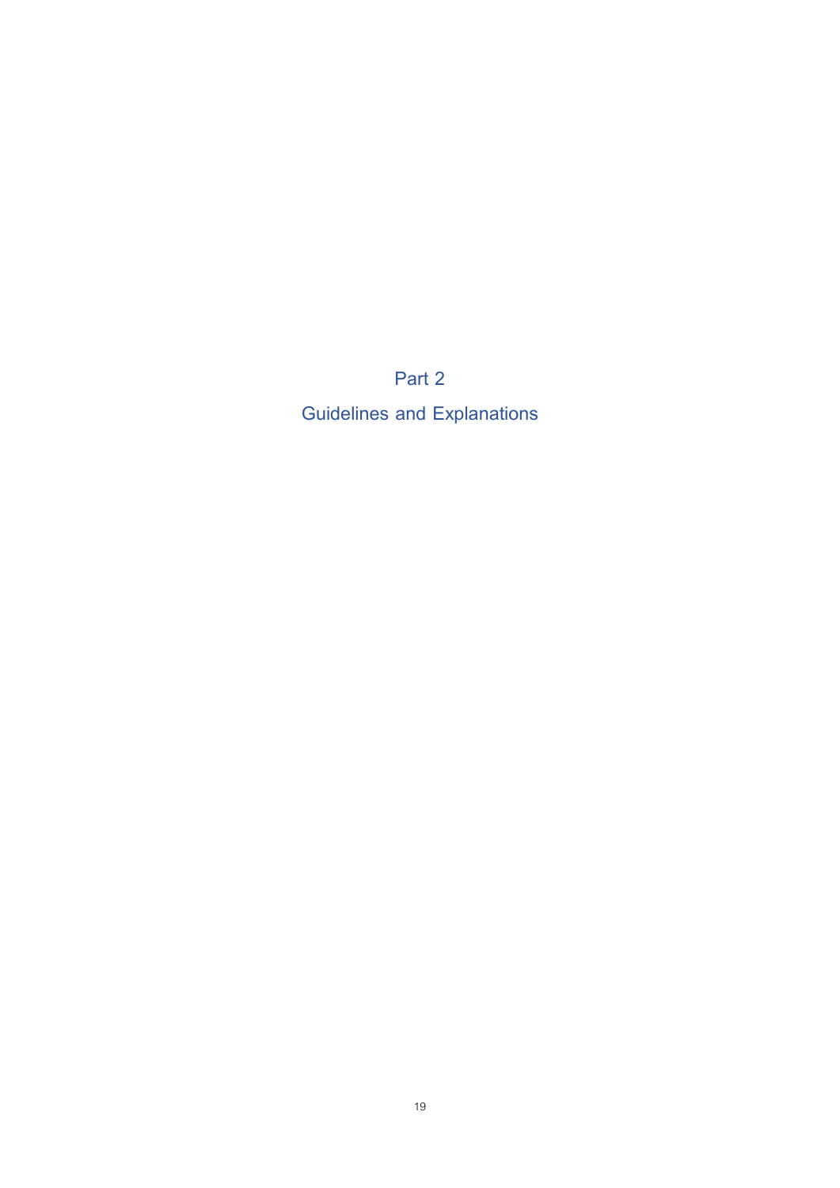# Part 2

# Guidelines and Explanations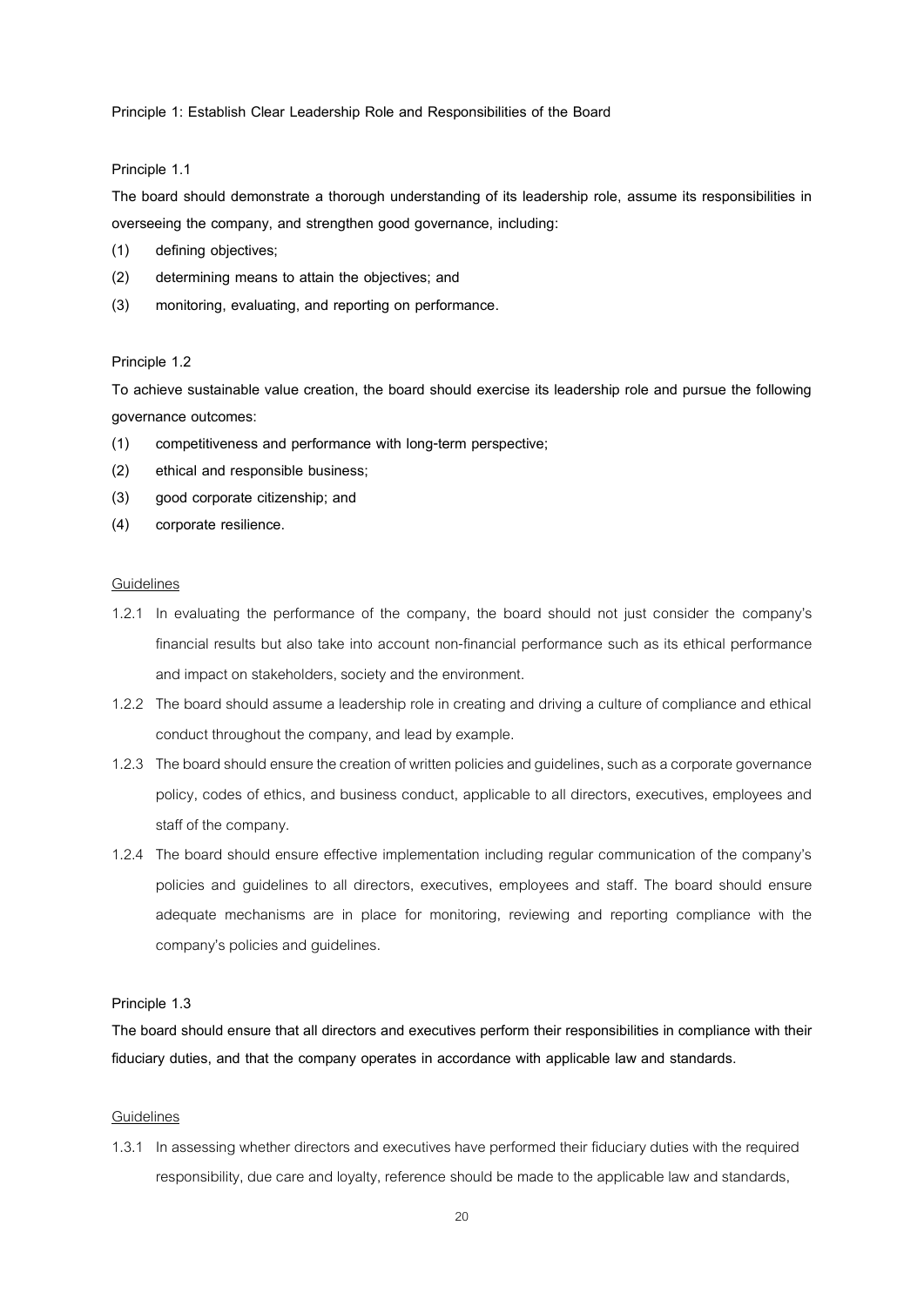## Principle 1: Establish Clear Leadership Role and Responsibilities of the Board

### Principle 1.1

**The board should demonstrate a thorough understanding of its leadership role, assume its responsibilities in overseeing the company, and strengthen good governance, including:**

**(1) defining objectives;**

**(2) determining means to attain the objectives; and**

**(3) monitoring, evaluating, and reporting on performance.**

### Principle 1.2

**To achieve sustainable value creation, the board should exercise its leadership role and pursue the following governance outcomes:**

**(1) competitiveness and performance with long-term perspective;**

**(2) ethical and responsible business;**

**(3) good corporate citizenship; and**

**(4) corporate resilience.**

Guidelines

1.2.1 In evaluating the performance of the company, the board should not just consider the company's financial results but also take into account non-financial performance such as its ethical performance and impact on stakeholders, society and the environment.

1.2.2 The board should assume a leadership role in creating and driving a culture of compliance and ethical conduct throughout the company, and lead by example.

1.2.3 The board should ensure the creation of written policies and guidelines, such as a corporate governance policy, codes of ethics, and business conduct, applicable to all directors, executives, employees and staff of the company.

1.2.4 The board should ensure effective implementation including regular communication of the company's policies and guidelines to all directors, executives, employees and staff. The board should ensure adequate mechanisms are in place for monitoring, reviewing and reporting compliance with the company's policies and guidelines.

### Principle 1.3

**The board should ensure that all directors and executives perform their responsibilities in compliance with their fiduciary duties, and that the company operates in accordance with applicable law and standards.**

Guidelines

1.3.1 In assessing whether directors and executives have performed their fiduciary duties with the required responsibility, due care and loyalty, reference should be made to the applicable law and standards,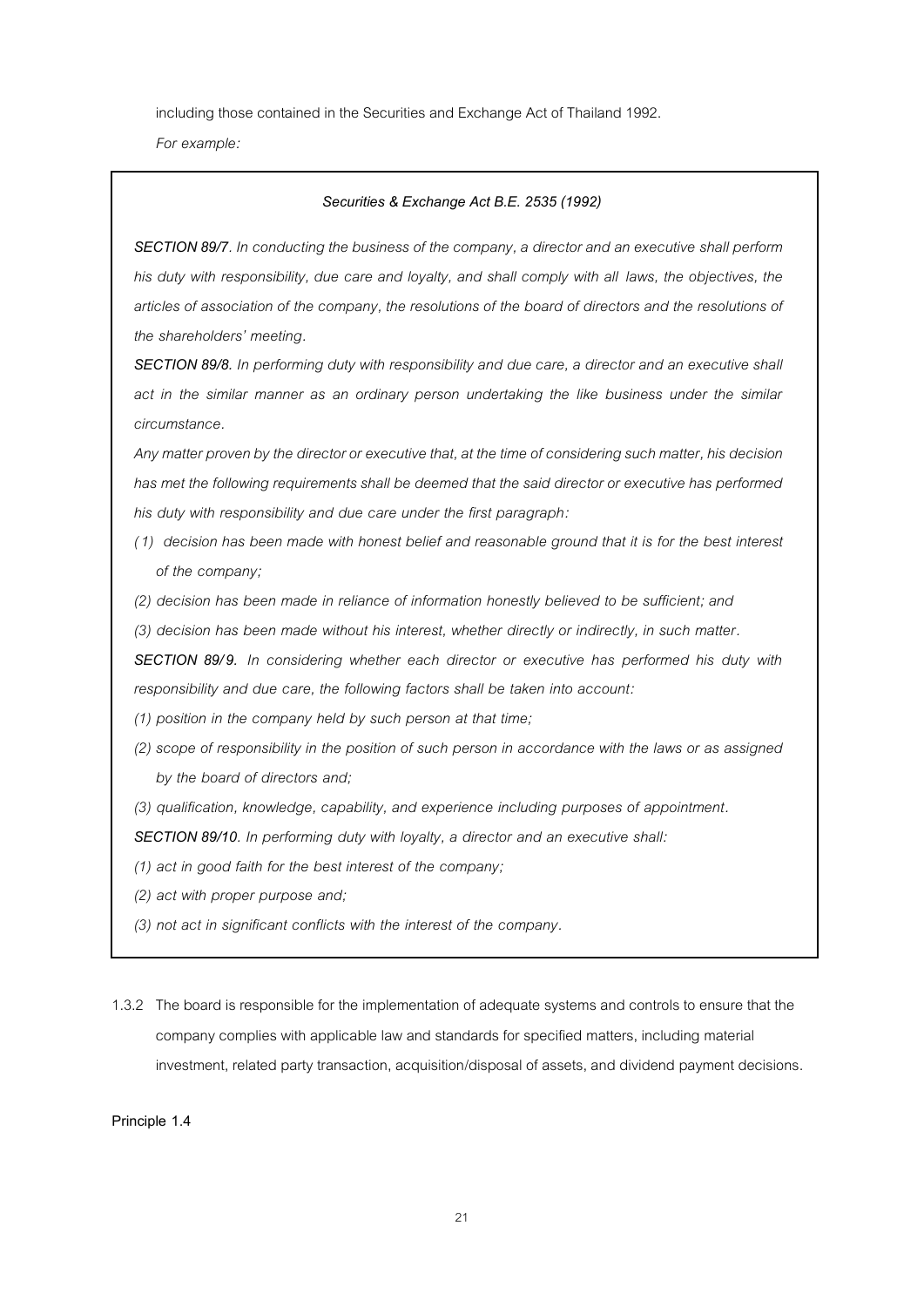including those contained in the Securities and Exchange Act of Thailand 1992.

*For example:*

***Securities & Exchange Act B.E. 2535 (1992)***

***SECTION 89/7****. In conducting the business of the company, a director and an executive shall perform his duty with responsibility, due care and loyalty, and shall comply with all laws, the objectives, the articles of association of the company, the resolutions of the board of directors and the resolutions of the shareholders' meeting.*

***SECTION 89/8.*** *In performing duty with responsibility and due care, a director and an executive shall act in the similar manner as an ordinary person undertaking the like business under the similar circumstance.*

*Any matter proven by the director or executive that, at the time of considering such matter, his decision has met the following requirements shall be deemed that the said director or executive has performed his duty with responsibility and due care under the first paragraph:*

*(1) decision has been made with honest belief and reasonable ground that it is for the best interest of the company;*

*(2) decision has been made in reliance of information honestly believed to be sufficient; and*

*(3) decision has been made without his interest, whether directly or indirectly, in such matter.*

***SECTION 89/9.*** *In considering whether each director or executive has performed his duty with responsibility and due care, the following factors shall be taken into account:*

*(1) position in the company held by such person at that time;*

*(2) scope of responsibility in the position of such person in accordance with the laws or as assigned by the board of directors and;*

*(3) qualification, knowledge, capability, and experience including purposes of appointment.*

***SECTION 89/10****. In performing duty with loyalty, a director and an executive shall:*

*(1) act in good faith for the best interest of the company;*

*(2) act with proper purpose and;*

*(3) not act in significant conflicts with the interest of the company.*

1.3.2 The board is responsible for the implementation of adequate systems and controls to ensure that the company complies with applicable law and standards for specified matters, including material investment, related party transaction, acquisition/disposal of assets, and dividend payment decisions.

Principle 1.4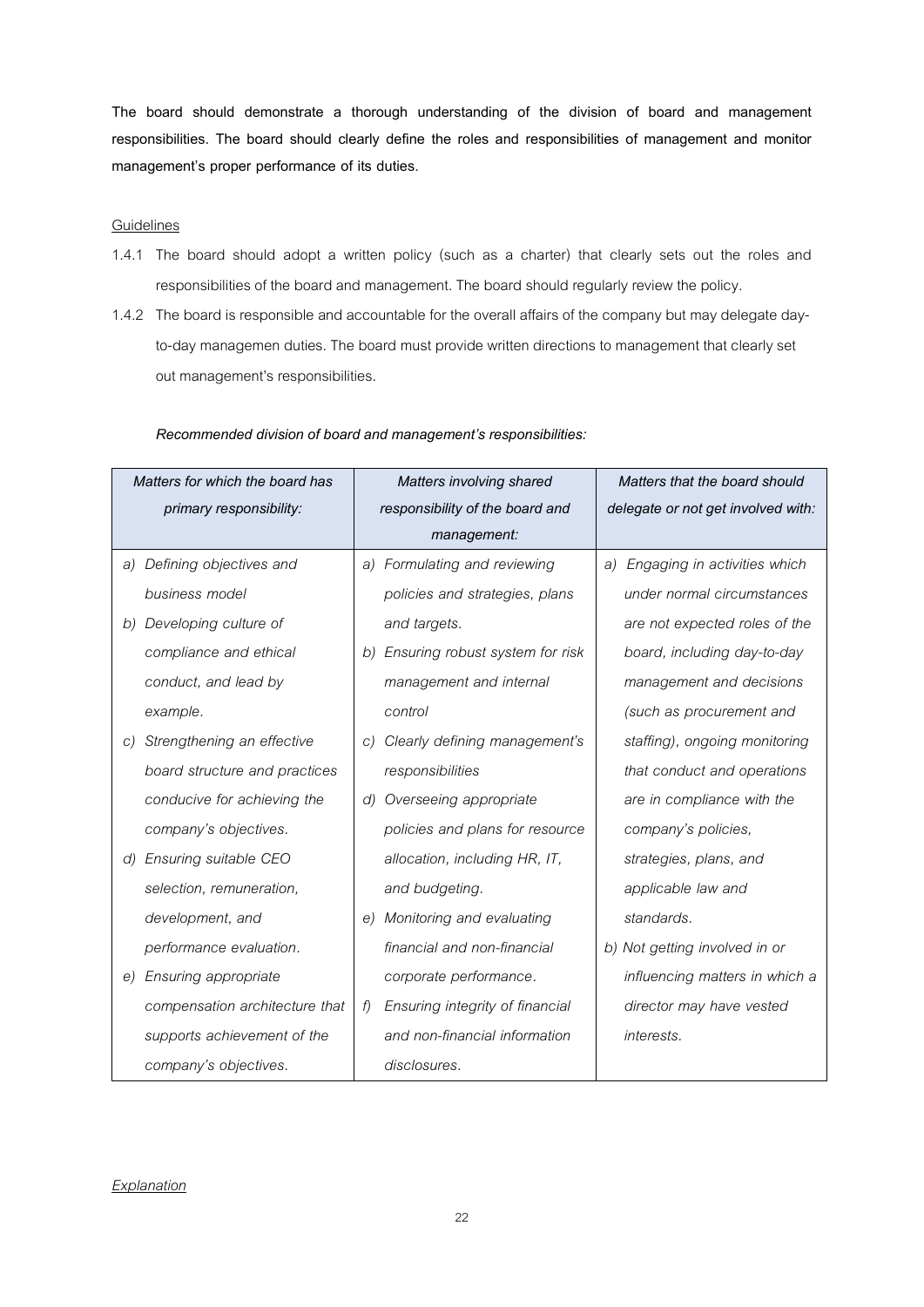**The board should demonstrate a thorough understanding of the division of board and management responsibilities. The board should clearly define the roles and responsibilities of management and monitor management's proper performance of its duties.**

Guidelines

1.4.1 The board should adopt a written policy (such as a charter) that clearly sets out the roles and responsibilities of the board and management. The board should regularly review the policy.

1.4.2 The board is responsible and accountable for the overall affairs of the company but may delegate day-to-day managemen duties. The board must provide written directions to management that clearly set out management's responsibilities.

***Recommended division of board and management's responsibilities:***

| *Matters for which the board has primary responsibility:* | *Matters involving shared responsibility of the board and management:* | *Matters that the board should delegate or not get involved with:* |
|---|---|---|
| *a) Defining objectives and business model*<br>*b) Developing culture of compliance and ethical conduct, and lead by example.*<br>*c) Strengthening an effective board structure and practices conducive for achieving the company's objectives.*<br>*d) Ensuring suitable CEO selection, remuneration, development, and performance evaluation.*<br>*e) Ensuring appropriate compensation architecture that supports achievement of the company's objectives.* | *a) Formulating and reviewing policies and strategies, plans and targets.*<br>*b) Ensuring robust system for risk management and internal control*<br>*c) Clearly defining management's responsibilities*<br>*d) Overseeing appropriate policies and plans for resource allocation, including HR, IT, and budgeting.*<br>*e) Monitoring and evaluating financial and non-financial corporate performance.*<br>*f) Ensuring integrity of financial and non-financial information disclosures.* | *a) Engaging in activities which under normal circumstances are not expected roles of the board, including day-to-day management and decisions (such as procurement and staffing), ongoing monitoring that conduct and operations are in compliance with the company's policies, strategies, plans, and applicable law and standards.*<br>*b) Not getting involved in or influencing matters in which a director may have vested interests.* |

Explanation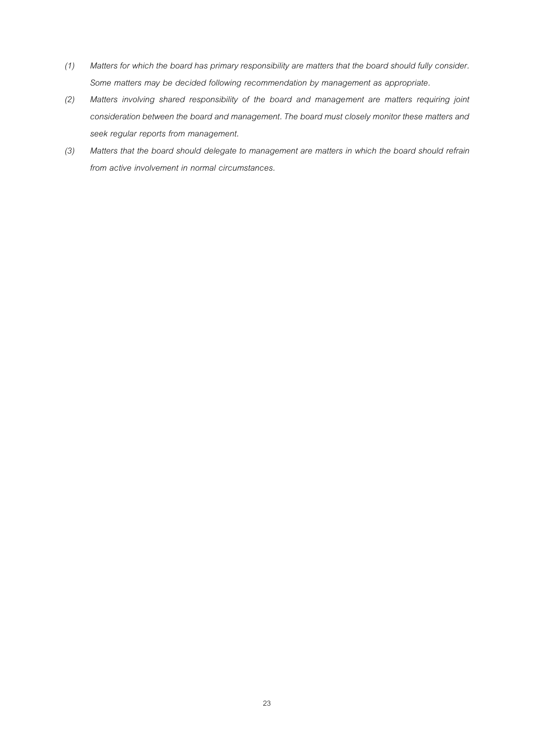*(1) Matters for which the board has primary responsibility are matters that the board should fully consider. Some matters may be decided following recommendation by management as appropriate.*

*(2) Matters involving shared responsibility of the board and management are matters requiring joint consideration between the board and management. The board must closely monitor these matters and seek regular reports from management.*

*(3) Matters that the board should delegate to management are matters in which the board should refrain from active involvement in normal circumstances.*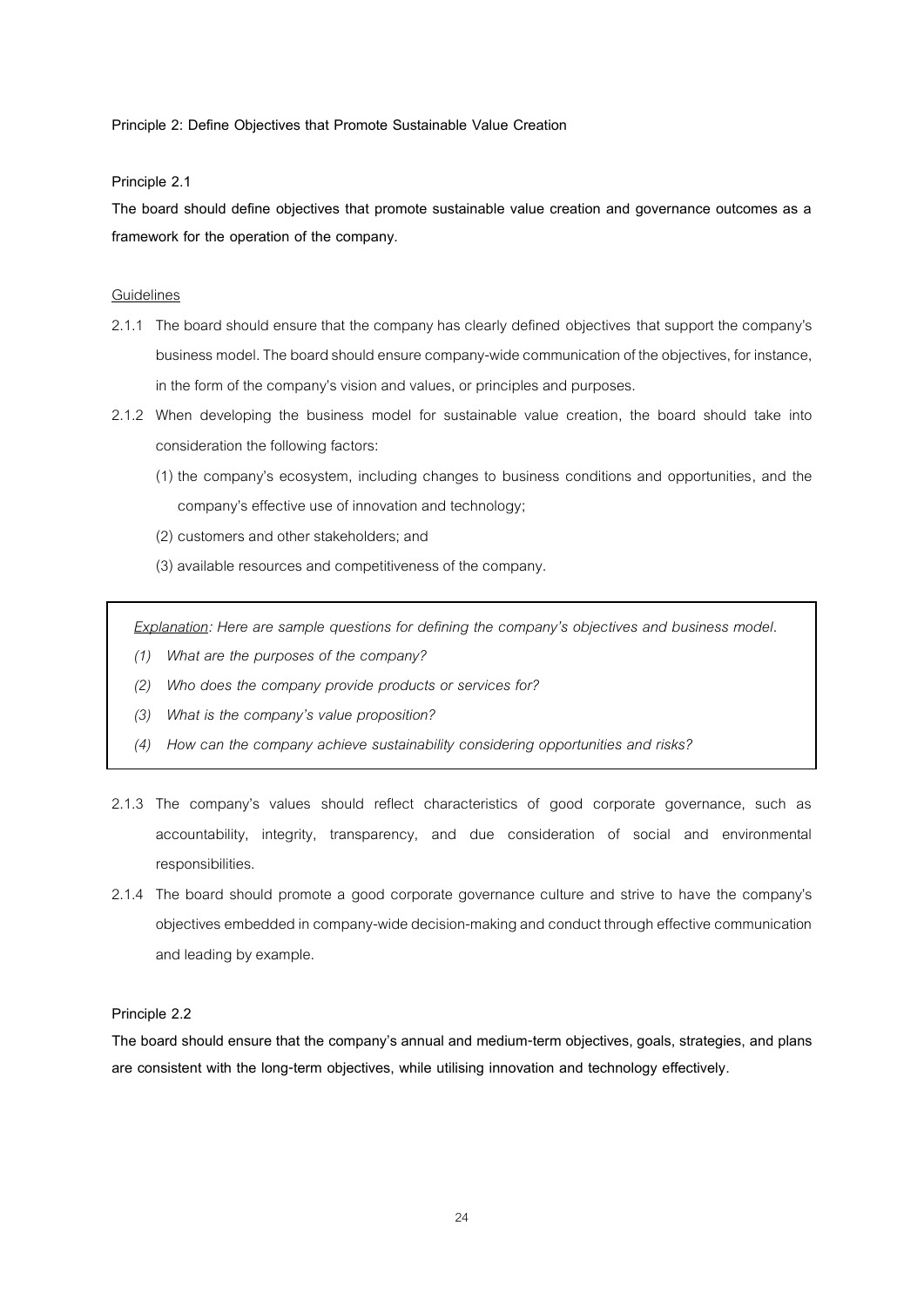**Principle 2: Define Objectives that Promote Sustainable Value Creation**

**Principle 2.1**

**The board should define objectives that promote sustainable value creation and governance outcomes as a framework for the operation of the company.**

<u>Guidelines</u>

2.1.1 The board should ensure that the company has clearly defined objectives that support the company's business model. The board should ensure company-wide communication of the objectives, for instance, in the form of the company's vision and values, or principles and purposes.

2.1.2 When developing the business model for sustainable value creation, the board should take into consideration the following factors:

(1) the company's ecosystem, including changes to business conditions and opportunities, and the company's effective use of innovation and technology;

(2) customers and other stakeholders; and

(3) available resources and competitiveness of the company.

> *<u>Explanation</u>: Here are sample questions for defining the company's objectives and business model.*
>
> *(1) What are the purposes of the company?*
>
> *(2) Who does the company provide products or services for?*
>
> *(3) What is the company's value proposition?*
>
> *(4) How can the company achieve sustainability considering opportunities and risks?*

2.1.3 The company's values should reflect characteristics of good corporate governance, such as accountability, integrity, transparency, and due consideration of social and environmental responsibilities.

2.1.4 The board should promote a good corporate governance culture and strive to have the company's objectives embedded in company-wide decision-making and conduct through effective communication and leading by example.

**Principle 2.2**

**The board should ensure that the company's annual and medium-term objectives, goals, strategies, and plans are consistent with the long-term objectives, while utilising innovation and technology effectively.**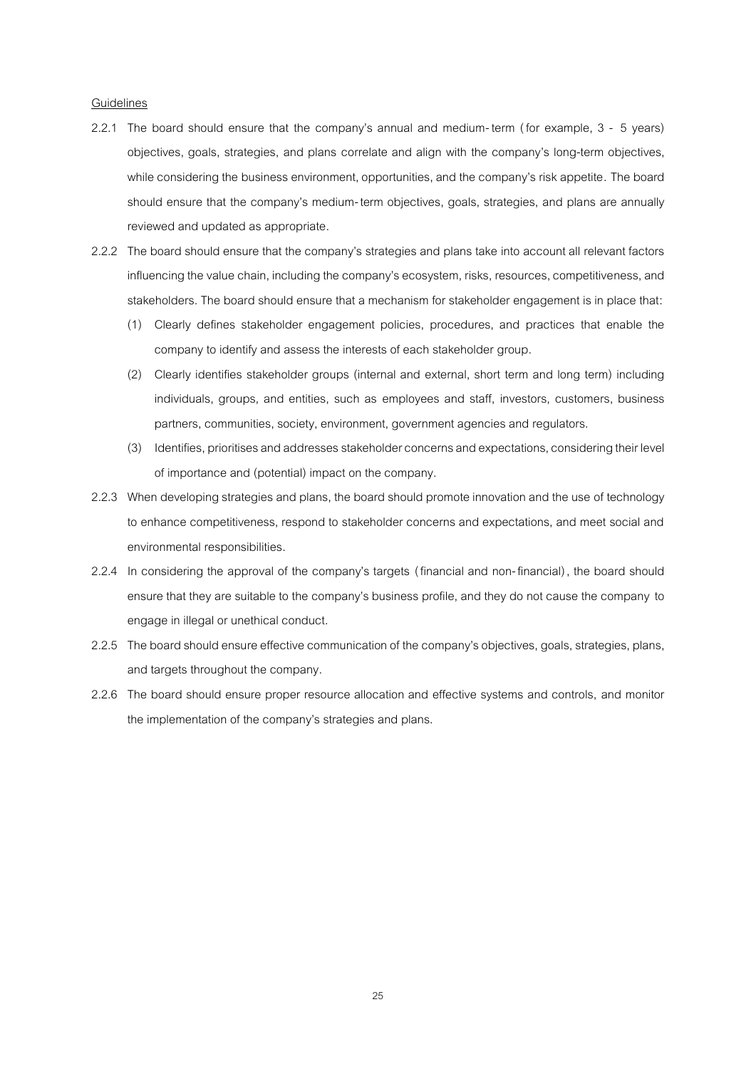<u>Guidelines</u>

2.2.1 The board should ensure that the company's annual and medium-term (for example, 3 - 5 years) objectives, goals, strategies, and plans correlate and align with the company's long-term objectives, while considering the business environment, opportunities, and the company's risk appetite. The board should ensure that the company's medium-term objectives, goals, strategies, and plans are annually reviewed and updated as appropriate.

2.2.2 The board should ensure that the company's strategies and plans take into account all relevant factors influencing the value chain, including the company's ecosystem, risks, resources, competitiveness, and stakeholders. The board should ensure that a mechanism for stakeholder engagement is in place that:

(1) Clearly defines stakeholder engagement policies, procedures, and practices that enable the company to identify and assess the interests of each stakeholder group.

(2) Clearly identifies stakeholder groups (internal and external, short term and long term) including individuals, groups, and entities, such as employees and staff, investors, customers, business partners, communities, society, environment, government agencies and regulators.

(3) Identifies, prioritises and addresses stakeholder concerns and expectations, considering their level of importance and (potential) impact on the company.

2.2.3 When developing strategies and plans, the board should promote innovation and the use of technology to enhance competitiveness, respond to stakeholder concerns and expectations, and meet social and environmental responsibilities.

2.2.4 In considering the approval of the company's targets (financial and non-financial), the board should ensure that they are suitable to the company's business profile, and they do not cause the company to engage in illegal or unethical conduct.

2.2.5 The board should ensure effective communication of the company's objectives, goals, strategies, plans, and targets throughout the company.

2.2.6 The board should ensure proper resource allocation and effective systems and controls, and monitor the implementation of the company's strategies and plans.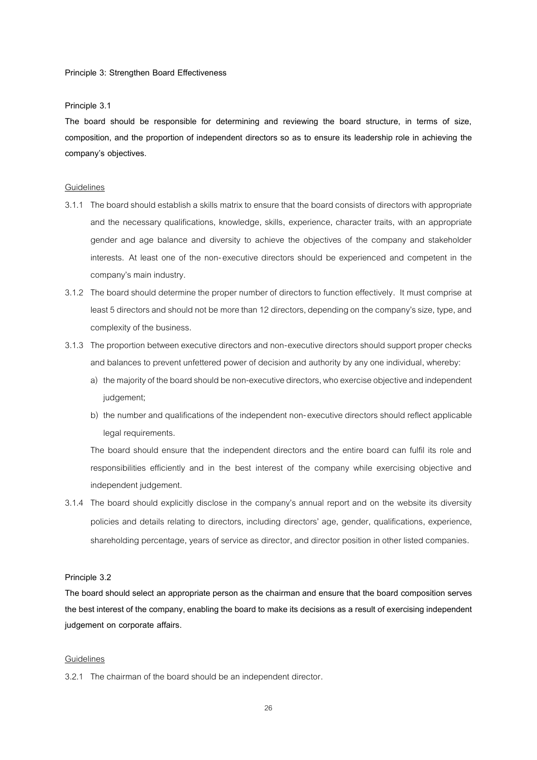**Principle 3: Strengthen Board Effectiveness**

**Principle 3.1**

**The board should be responsible for determining and reviewing the board structure, in terms of size, composition, and the proportion of independent directors so as to ensure its leadership role in achieving the company's objectives.**

<u>Guidelines</u>

3.1.1 The board should establish a skills matrix to ensure that the board consists of directors with appropriate and the necessary qualifications, knowledge, skills, experience, character traits, with an appropriate gender and age balance and diversity to achieve the objectives of the company and stakeholder interests. At least one of the non-executive directors should be experienced and competent in the company's main industry.

3.1.2 The board should determine the proper number of directors to function effectively. It must comprise at least 5 directors and should not be more than 12 directors, depending on the company's size, type, and complexity of the business.

3.1.3 The proportion between executive directors and non-executive directors should support proper checks and balances to prevent unfettered power of decision and authority by any one individual, whereby:

a) the majority of the board should be non-executive directors, who exercise objective and independent judgement;

b) the number and qualifications of the independent non-executive directors should reflect applicable legal requirements.

The board should ensure that the independent directors and the entire board can fulfil its role and responsibilities efficiently and in the best interest of the company while exercising objective and independent judgement.

3.1.4 The board should explicitly disclose in the company's annual report and on the website its diversity policies and details relating to directors, including directors' age, gender, qualifications, experience, shareholding percentage, years of service as director, and director position in other listed companies.

**Principle 3.2**

**The board should select an appropriate person as the chairman and ensure that the board composition serves the best interest of the company, enabling the board to make its decisions as a result of exercising independent judgement on corporate affairs.**

<u>Guidelines</u>

3.2.1 The chairman of the board should be an independent director.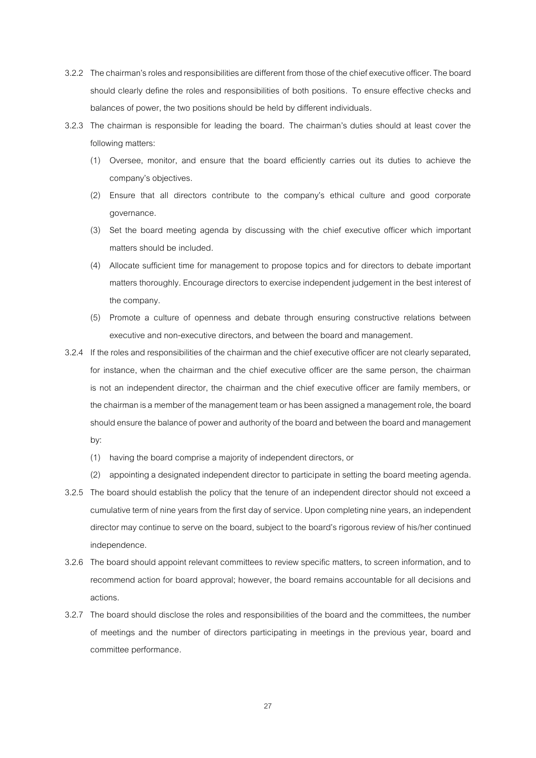3.2.2 The chairman's roles and responsibilities are different from those of the chief executive officer. The board should clearly define the roles and responsibilities of both positions. To ensure effective checks and balances of power, the two positions should be held by different individuals.

3.2.3 The chairman is responsible for leading the board. The chairman's duties should at least cover the following matters:

(1) Oversee, monitor, and ensure that the board efficiently carries out its duties to achieve the company's objectives.

(2) Ensure that all directors contribute to the company's ethical culture and good corporate governance.

(3) Set the board meeting agenda by discussing with the chief executive officer which important matters should be included.

(4) Allocate sufficient time for management to propose topics and for directors to debate important matters thoroughly. Encourage directors to exercise independent judgement in the best interest of the company.

(5) Promote a culture of openness and debate through ensuring constructive relations between executive and non-executive directors, and between the board and management.

3.2.4 If the roles and responsibilities of the chairman and the chief executive officer are not clearly separated, for instance, when the chairman and the chief executive officer are the same person, the chairman is not an independent director, the chairman and the chief executive officer are family members, or the chairman is a member of the management team or has been assigned a management role, the board should ensure the balance of power and authority of the board and between the board and management by:

(1) having the board comprise a majority of independent directors, or

(2) appointing a designated independent director to participate in setting the board meeting agenda.

3.2.5 The board should establish the policy that the tenure of an independent director should not exceed a cumulative term of nine years from the first day of service. Upon completing nine years, an independent director may continue to serve on the board, subject to the board's rigorous review of his/her continued independence.

3.2.6 The board should appoint relevant committees to review specific matters, to screen information, and to recommend action for board approval; however, the board remains accountable for all decisions and actions.

3.2.7 The board should disclose the roles and responsibilities of the board and the committees, the number of meetings and the number of directors participating in meetings in the previous year, board and committee performance.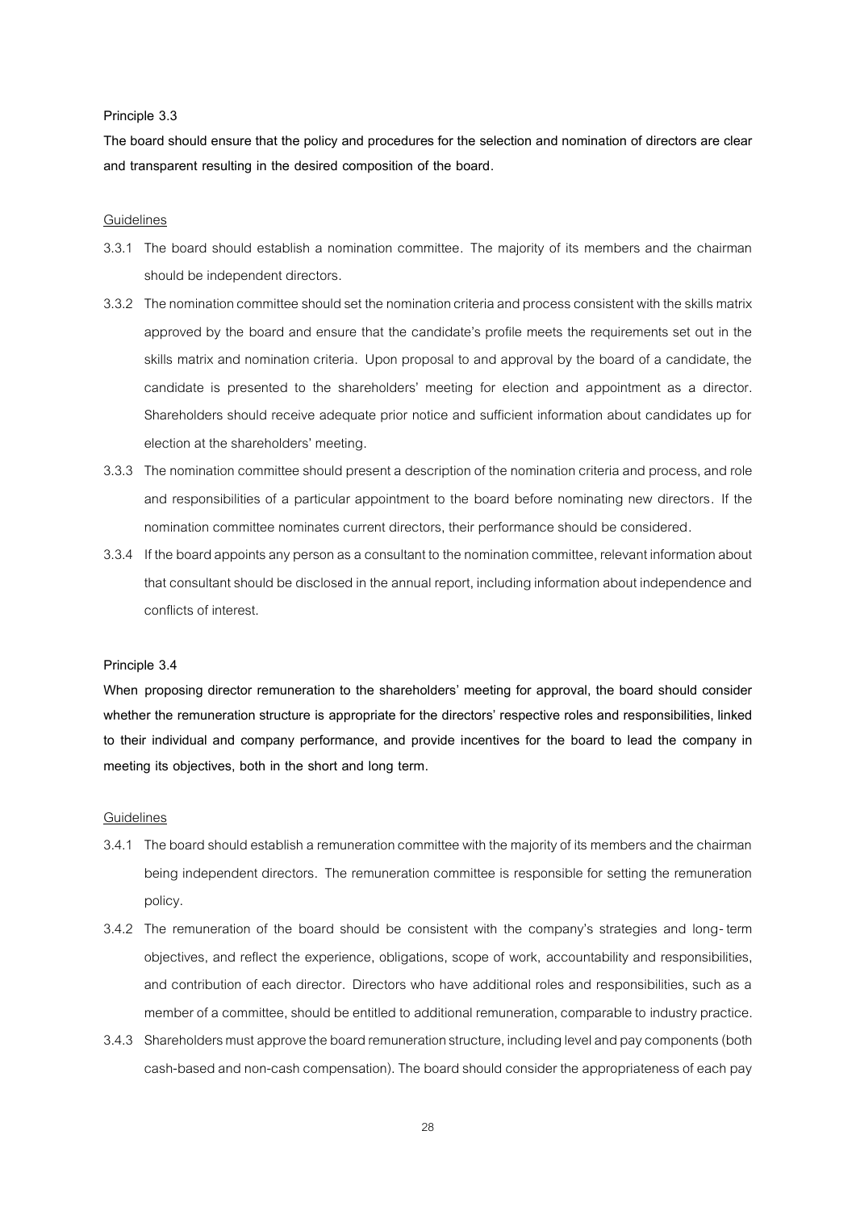Principle 3.3

**The board should ensure that the policy and procedures for the selection and nomination of directors are clear and transparent resulting in the desired composition of the board.**

Guidelines

3.3.1 The board should establish a nomination committee. The majority of its members and the chairman should be independent directors.

3.3.2 The nomination committee should set the nomination criteria and process consistent with the skills matrix approved by the board and ensure that the candidate's profile meets the requirements set out in the skills matrix and nomination criteria. Upon proposal to and approval by the board of a candidate, the candidate is presented to the shareholders' meeting for election and appointment as a director. Shareholders should receive adequate prior notice and sufficient information about candidates up for election at the shareholders' meeting.

3.3.3 The nomination committee should present a description of the nomination criteria and process, and role and responsibilities of a particular appointment to the board before nominating new directors. If the nomination committee nominates current directors, their performance should be considered.

3.3.4 If the board appoints any person as a consultant to the nomination committee, relevant information about that consultant should be disclosed in the annual report, including information about independence and conflicts of interest.

Principle 3.4

**When proposing director remuneration to the shareholders' meeting for approval, the board should consider whether the remuneration structure is appropriate for the directors' respective roles and responsibilities, linked to their individual and company performance, and provide incentives for the board to lead the company in meeting its objectives, both in the short and long term.**

Guidelines

3.4.1 The board should establish a remuneration committee with the majority of its members and the chairman being independent directors. The remuneration committee is responsible for setting the remuneration policy.

3.4.2 The remuneration of the board should be consistent with the company's strategies and long-term objectives, and reflect the experience, obligations, scope of work, accountability and responsibilities, and contribution of each director. Directors who have additional roles and responsibilities, such as a member of a committee, should be entitled to additional remuneration, comparable to industry practice.

3.4.3 Shareholders must approve the board remuneration structure, including level and pay components (both cash-based and non-cash compensation). The board should consider the appropriateness of each pay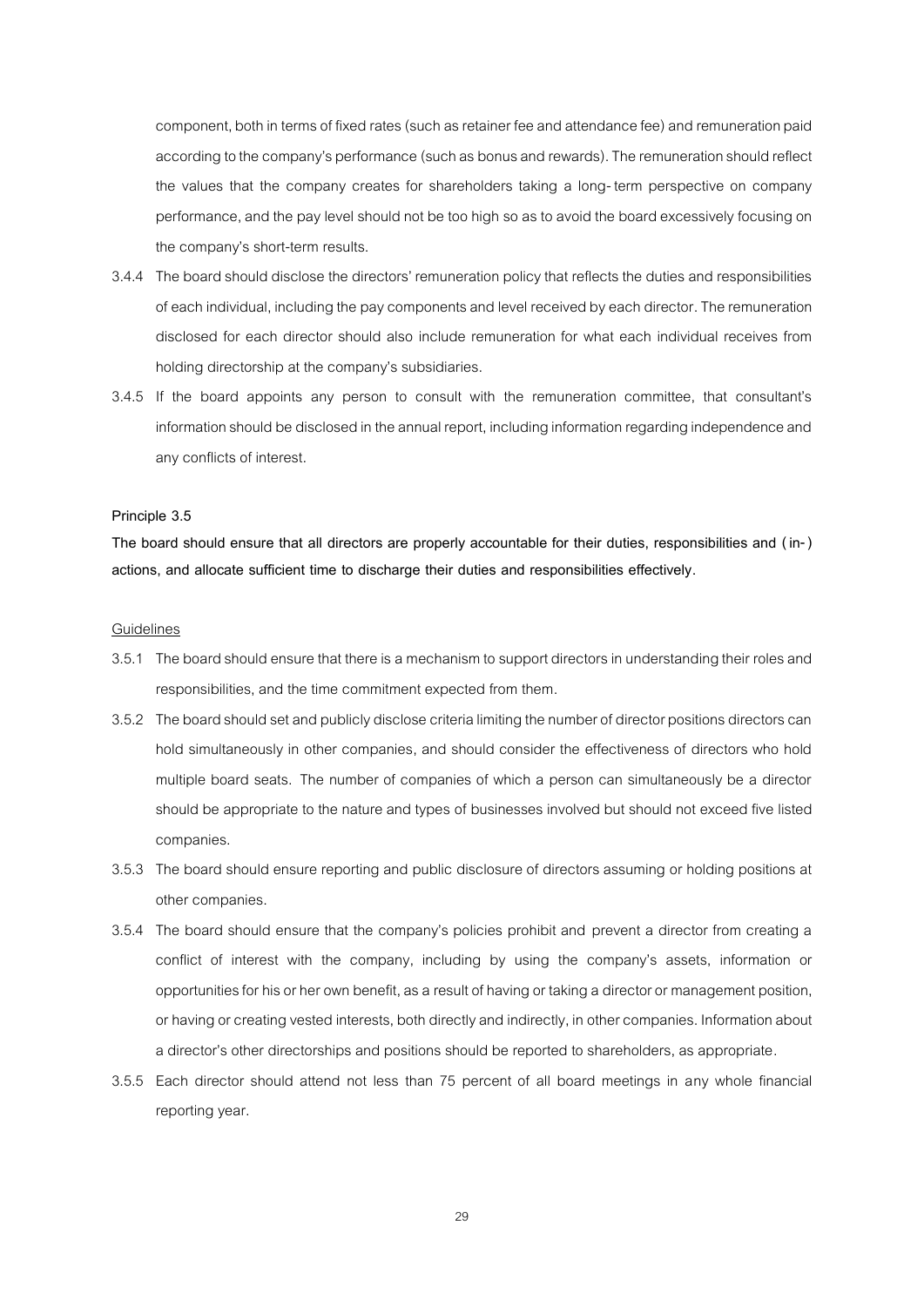component, both in terms of fixed rates (such as retainer fee and attendance fee) and remuneration paid according to the company's performance (such as bonus and rewards). The remuneration should reflect the values that the company creates for shareholders taking a long-term perspective on company performance, and the pay level should not be too high so as to avoid the board excessively focusing on the company's short-term results.

3.4.4 The board should disclose the directors' remuneration policy that reflects the duties and responsibilities of each individual, including the pay components and level received by each director. The remuneration disclosed for each director should also include remuneration for what each individual receives from holding directorship at the company's subsidiaries.

3.4.5 If the board appoints any person to consult with the remuneration committee, that consultant's information should be disclosed in the annual report, including information regarding independence and any conflicts of interest.

**Principle 3.5**

**The board should ensure that all directors are properly accountable for their duties, responsibilities and (in-) actions, and allocate sufficient time to discharge their duties and responsibilities effectively.**

Guidelines

3.5.1 The board should ensure that there is a mechanism to support directors in understanding their roles and responsibilities, and the time commitment expected from them.

3.5.2 The board should set and publicly disclose criteria limiting the number of director positions directors can hold simultaneously in other companies, and should consider the effectiveness of directors who hold multiple board seats. The number of companies of which a person can simultaneously be a director should be appropriate to the nature and types of businesses involved but should not exceed five listed companies.

3.5.3 The board should ensure reporting and public disclosure of directors assuming or holding positions at other companies.

3.5.4 The board should ensure that the company's policies prohibit and prevent a director from creating a conflict of interest with the company, including by using the company's assets, information or opportunities for his or her own benefit, as a result of having or taking a director or management position, or having or creating vested interests, both directly and indirectly, in other companies. Information about a director's other directorships and positions should be reported to shareholders, as appropriate.

3.5.5 Each director should attend not less than 75 percent of all board meetings in any whole financial reporting year.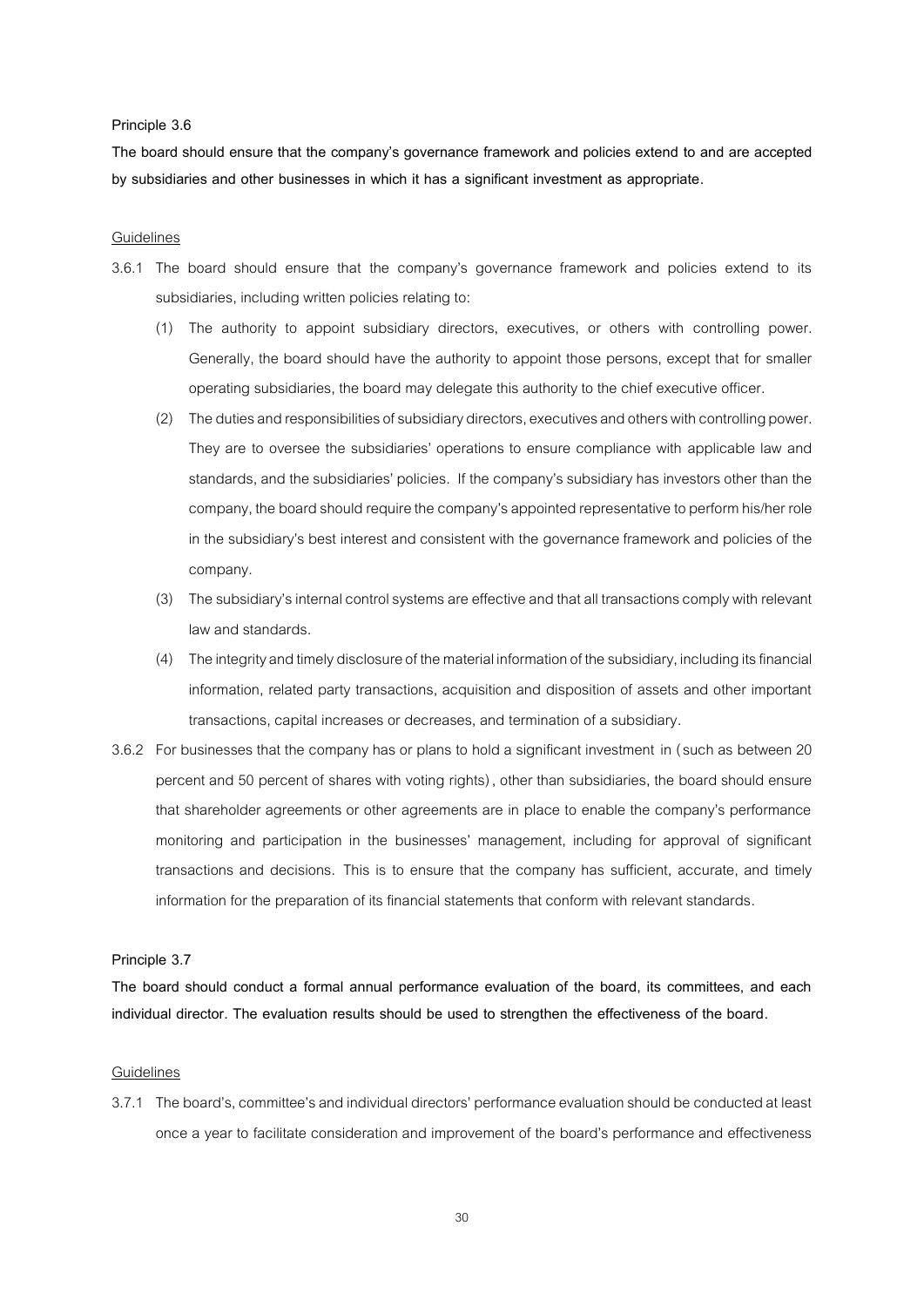**Principle 3.6**

**The board should ensure that the company's governance framework and policies extend to and are accepted by subsidiaries and other businesses in which it has a significant investment as appropriate.**

Guidelines

3.6.1 The board should ensure that the company's governance framework and policies extend to its subsidiaries, including written policies relating to:

(1) The authority to appoint subsidiary directors, executives, or others with controlling power. Generally, the board should have the authority to appoint those persons, except that for smaller operating subsidiaries, the board may delegate this authority to the chief executive officer.

(2) The duties and responsibilities of subsidiary directors, executives and others with controlling power. They are to oversee the subsidiaries' operations to ensure compliance with applicable law and standards, and the subsidiaries' policies. If the company's subsidiary has investors other than the company, the board should require the company's appointed representative to perform his/her role in the subsidiary's best interest and consistent with the governance framework and policies of the company.

(3) The subsidiary's internal control systems are effective and that all transactions comply with relevant law and standards.

(4) The integrity and timely disclosure of the material information of the subsidiary, including its financial information, related party transactions, acquisition and disposition of assets and other important transactions, capital increases or decreases, and termination of a subsidiary.

3.6.2 For businesses that the company has or plans to hold a significant investment in (such as between 20 percent and 50 percent of shares with voting rights), other than subsidiaries, the board should ensure that shareholder agreements or other agreements are in place to enable the company's performance monitoring and participation in the businesses' management, including for approval of significant transactions and decisions. This is to ensure that the company has sufficient, accurate, and timely information for the preparation of its financial statements that conform with relevant standards.

**Principle 3.7**

**The board should conduct a formal annual performance evaluation of the board, its committees, and each individual director. The evaluation results should be used to strengthen the effectiveness of the board.**

Guidelines

3.7.1 The board's, committee's and individual directors' performance evaluation should be conducted at least once a year to facilitate consideration and improvement of the board's performance and effectiveness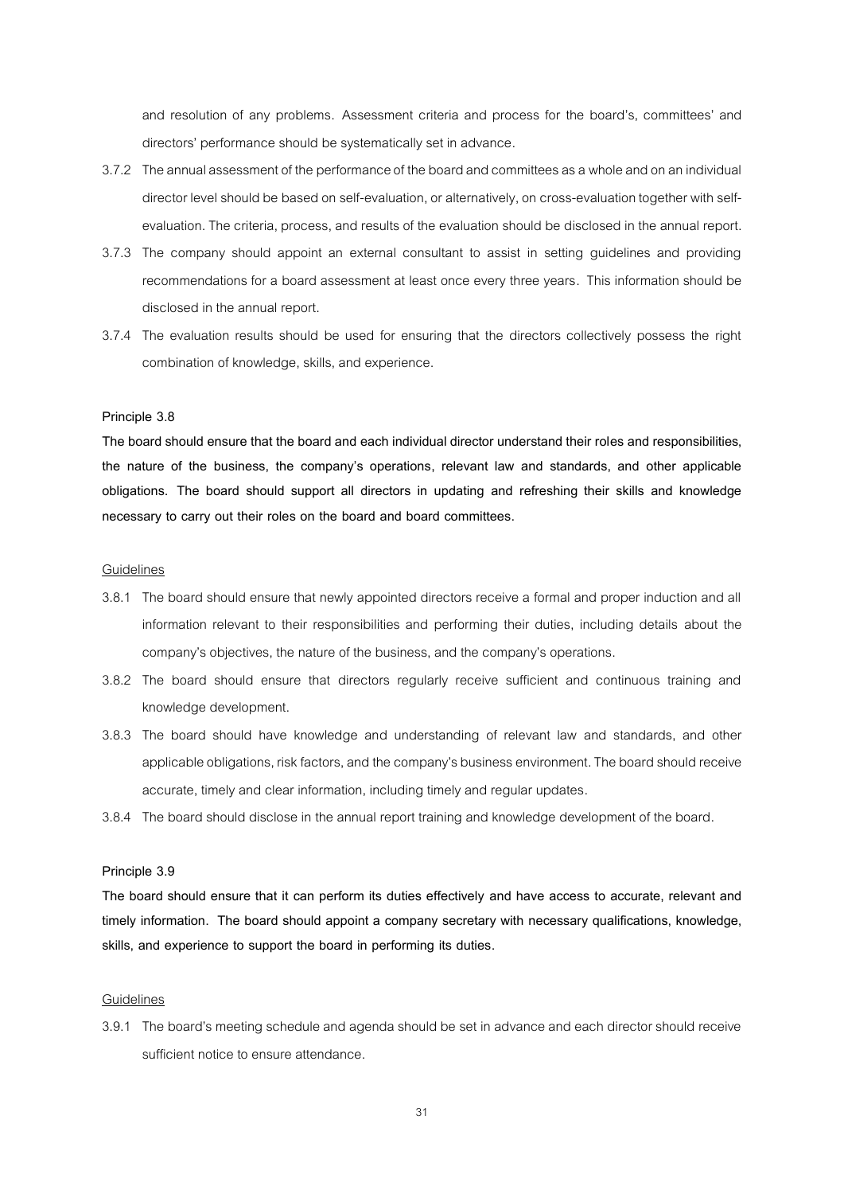and resolution of any problems. Assessment criteria and process for the board's, committees' and directors' performance should be systematically set in advance.

3.7.2 The annual assessment of the performance of the board and committees as a whole and on an individual director level should be based on self-evaluation, or alternatively, on cross-evaluation together with self-evaluation. The criteria, process, and results of the evaluation should be disclosed in the annual report.

3.7.3 The company should appoint an external consultant to assist in setting guidelines and providing recommendations for a board assessment at least once every three years. This information should be disclosed in the annual report.

3.7.4 The evaluation results should be used for ensuring that the directors collectively possess the right combination of knowledge, skills, and experience.

**Principle 3.8**

**The board should ensure that the board and each individual director understand their roles and responsibilities, the nature of the business, the company's operations, relevant law and standards, and other applicable obligations. The board should support all directors in updating and refreshing their skills and knowledge necessary to carry out their roles on the board and board committees.**

<u>Guidelines</u>

3.8.1 The board should ensure that newly appointed directors receive a formal and proper induction and all information relevant to their responsibilities and performing their duties, including details about the company's objectives, the nature of the business, and the company's operations.

3.8.2 The board should ensure that directors regularly receive sufficient and continuous training and knowledge development.

3.8.3 The board should have knowledge and understanding of relevant law and standards, and other applicable obligations, risk factors, and the company's business environment. The board should receive accurate, timely and clear information, including timely and regular updates.

3.8.4 The board should disclose in the annual report training and knowledge development of the board.

**Principle 3.9**

**The board should ensure that it can perform its duties effectively and have access to accurate, relevant and timely information. The board should appoint a company secretary with necessary qualifications, knowledge, skills, and experience to support the board in performing its duties.**

<u>Guidelines</u>

3.9.1 The board's meeting schedule and agenda should be set in advance and each director should receive sufficient notice to ensure attendance.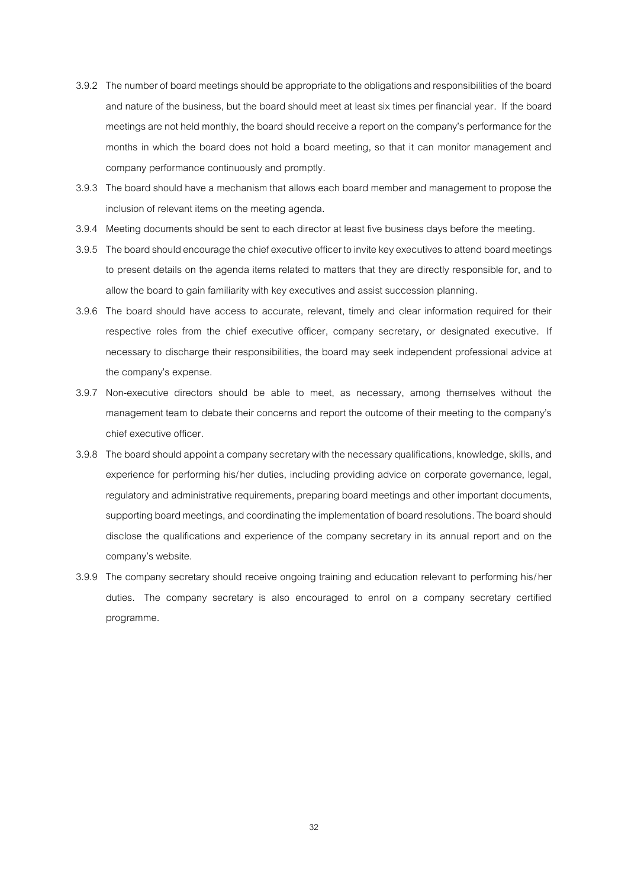3.9.2 The number of board meetings should be appropriate to the obligations and responsibilities of the board and nature of the business, but the board should meet at least six times per financial year. If the board meetings are not held monthly, the board should receive a report on the company's performance for the months in which the board does not hold a board meeting, so that it can monitor management and company performance continuously and promptly.

3.9.3 The board should have a mechanism that allows each board member and management to propose the inclusion of relevant items on the meeting agenda.

3.9.4 Meeting documents should be sent to each director at least five business days before the meeting.

3.9.5 The board should encourage the chief executive officer to invite key executives to attend board meetings to present details on the agenda items related to matters that they are directly responsible for, and to allow the board to gain familiarity with key executives and assist succession planning.

3.9.6 The board should have access to accurate, relevant, timely and clear information required for their respective roles from the chief executive officer, company secretary, or designated executive. If necessary to discharge their responsibilities, the board may seek independent professional advice at the company's expense.

3.9.7 Non-executive directors should be able to meet, as necessary, among themselves without the management team to debate their concerns and report the outcome of their meeting to the company's chief executive officer.

3.9.8 The board should appoint a company secretary with the necessary qualifications, knowledge, skills, and experience for performing his/her duties, including providing advice on corporate governance, legal, regulatory and administrative requirements, preparing board meetings and other important documents, supporting board meetings, and coordinating the implementation of board resolutions. The board should disclose the qualifications and experience of the company secretary in its annual report and on the company's website.

3.9.9 The company secretary should receive ongoing training and education relevant to performing his/her duties. The company secretary is also encouraged to enrol on a company secretary certified programme.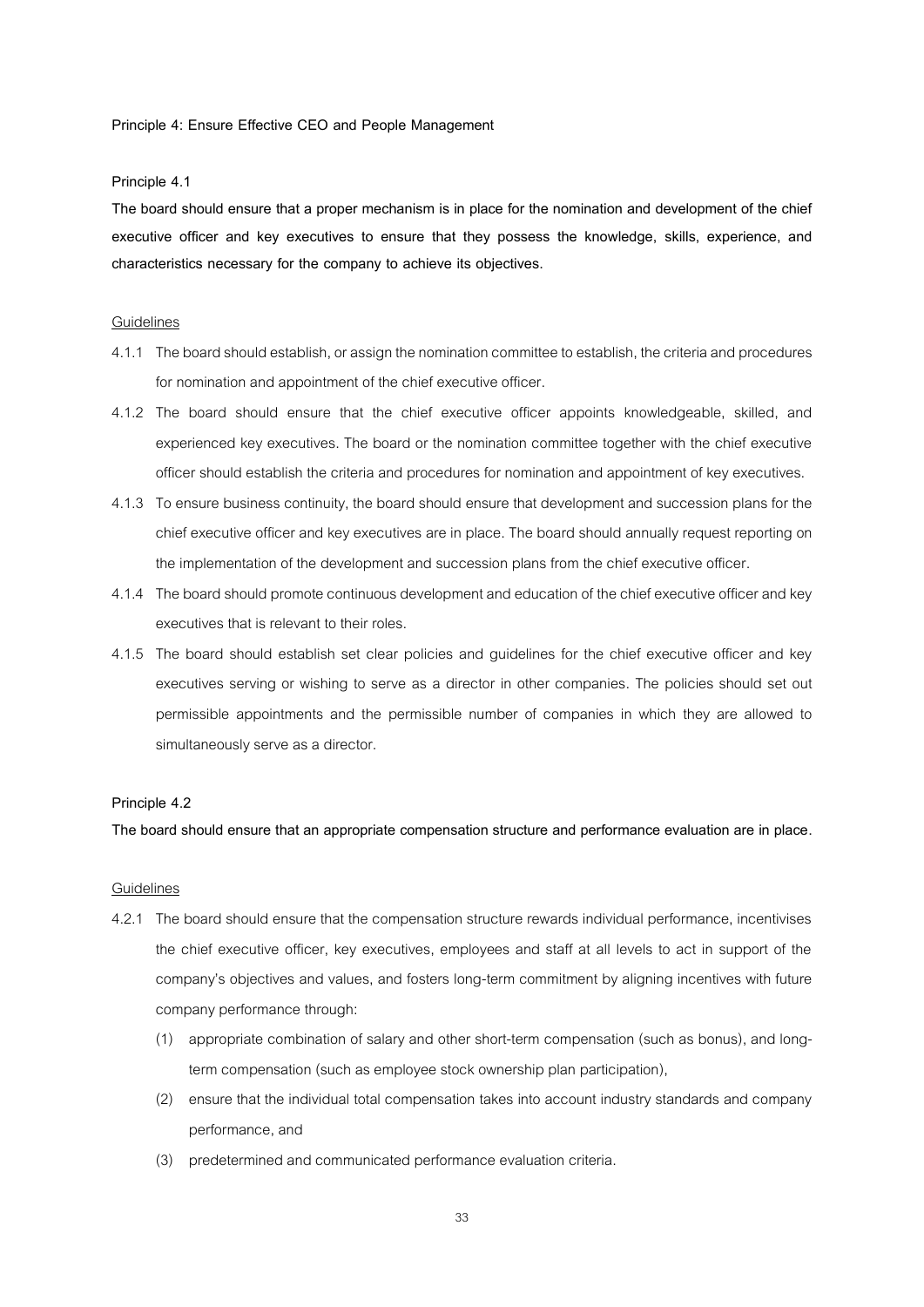**Principle 4: Ensure Effective CEO and People Management**

**Principle 4.1**

**The board should ensure that a proper mechanism is in place for the nomination and development of the chief executive officer and key executives to ensure that they possess the knowledge, skills, experience, and characteristics necessary for the company to achieve its objectives.**

Guidelines

4.1.1 The board should establish, or assign the nomination committee to establish, the criteria and procedures for nomination and appointment of the chief executive officer.

4.1.2 The board should ensure that the chief executive officer appoints knowledgeable, skilled, and experienced key executives. The board or the nomination committee together with the chief executive officer should establish the criteria and procedures for nomination and appointment of key executives.

4.1.3 To ensure business continuity, the board should ensure that development and succession plans for the chief executive officer and key executives are in place. The board should annually request reporting on the implementation of the development and succession plans from the chief executive officer.

4.1.4 The board should promote continuous development and education of the chief executive officer and key executives that is relevant to their roles.

4.1.5 The board should establish set clear policies and guidelines for the chief executive officer and key executives serving or wishing to serve as a director in other companies. The policies should set out permissible appointments and the permissible number of companies in which they are allowed to simultaneously serve as a director.

**Principle 4.2**

**The board should ensure that an appropriate compensation structure and performance evaluation are in place.**

Guidelines

4.2.1 The board should ensure that the compensation structure rewards individual performance, incentivises the chief executive officer, key executives, employees and staff at all levels to act in support of the company's objectives and values, and fosters long-term commitment by aligning incentives with future company performance through:

(1) appropriate combination of salary and other short-term compensation (such as bonus), and long-term compensation (such as employee stock ownership plan participation),

(2) ensure that the individual total compensation takes into account industry standards and company performance, and

(3) predetermined and communicated performance evaluation criteria.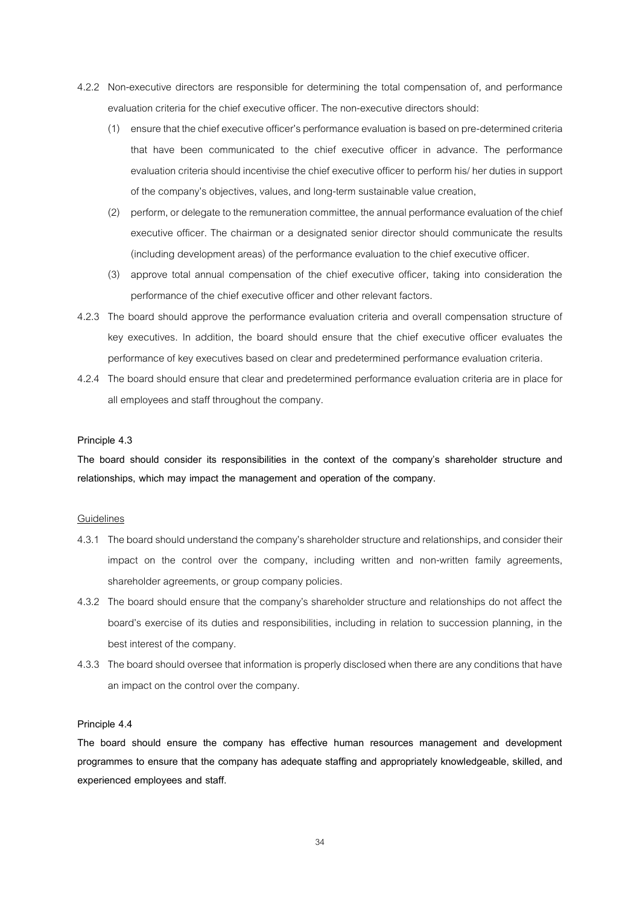4.2.2 Non-executive directors are responsible for determining the total compensation of, and performance evaluation criteria for the chief executive officer. The non-executive directors should:

   (1) ensure that the chief executive officer's performance evaluation is based on pre-determined criteria that have been communicated to the chief executive officer in advance. The performance evaluation criteria should incentivise the chief executive officer to perform his/ her duties in support of the company's objectives, values, and long-term sustainable value creation,

   (2) perform, or delegate to the remuneration committee, the annual performance evaluation of the chief executive officer. The chairman or a designated senior director should communicate the results (including development areas) of the performance evaluation to the chief executive officer.

   (3) approve total annual compensation of the chief executive officer, taking into consideration the performance of the chief executive officer and other relevant factors.

4.2.3 The board should approve the performance evaluation criteria and overall compensation structure of key executives. In addition, the board should ensure that the chief executive officer evaluates the performance of key executives based on clear and predetermined performance evaluation criteria.

4.2.4 The board should ensure that clear and predetermined performance evaluation criteria are in place for all employees and staff throughout the company.

**Principle 4.3**

**The board should consider its responsibilities in the context of the company's shareholder structure and relationships, which may impact the management and operation of the company.**

<u>Guidelines</u>

4.3.1 The board should understand the company's shareholder structure and relationships, and consider their impact on the control over the company, including written and non-written family agreements, shareholder agreements, or group company policies.

4.3.2 The board should ensure that the company's shareholder structure and relationships do not affect the board's exercise of its duties and responsibilities, including in relation to succession planning, in the best interest of the company.

4.3.3 The board should oversee that information is properly disclosed when there are any conditions that have an impact on the control over the company.

**Principle 4.4**

**The board should ensure the company has effective human resources management and development programmes to ensure that the company has adequate staffing and appropriately knowledgeable, skilled, and experienced employees and staff.**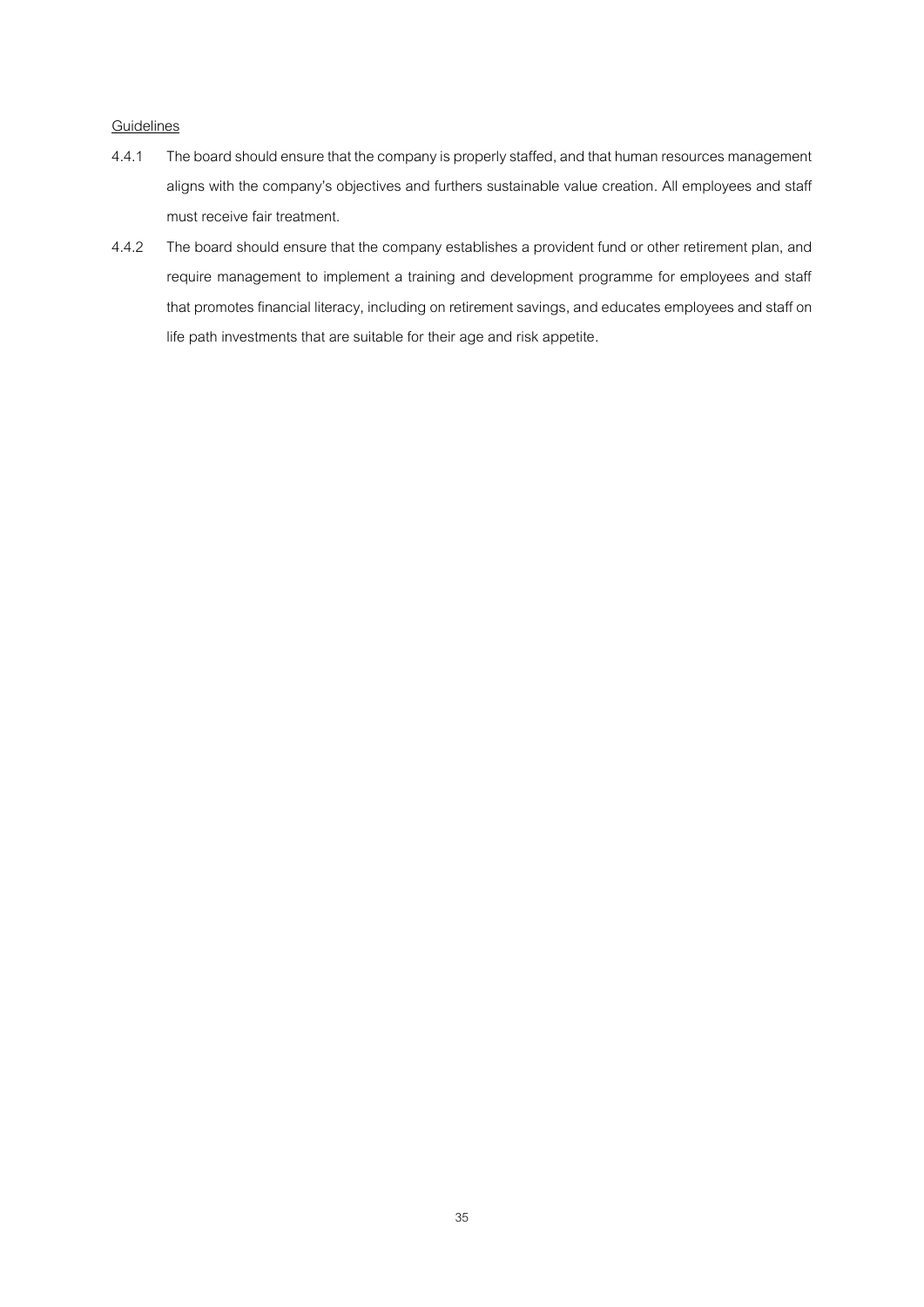<u>Guidelines</u>

4.4.1 The board should ensure that the company is properly staffed, and that human resources management aligns with the company's objectives and furthers sustainable value creation. All employees and staff must receive fair treatment.

4.4.2 The board should ensure that the company establishes a provident fund or other retirement plan, and require management to implement a training and development programme for employees and staff that promotes financial literacy, including on retirement savings, and educates employees and staff on life path investments that are suitable for their age and risk appetite.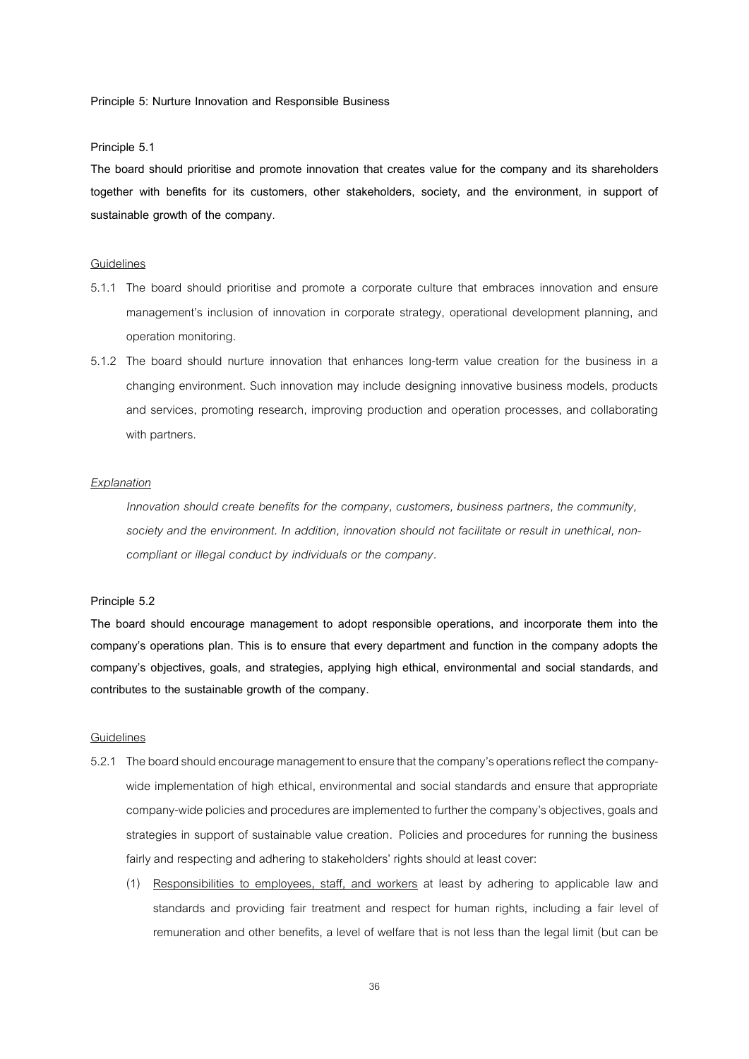**Principle 5: Nurture Innovation and Responsible Business**

**Principle 5.1**

**The board should prioritise and promote innovation that creates value for the company and its shareholders together with benefits for its customers, other stakeholders, society, and the environment, in support of sustainable growth of the company.**

Guidelines

5.1.1 The board should prioritise and promote a corporate culture that embraces innovation and ensure management's inclusion of innovation in corporate strategy, operational development planning, and operation monitoring.

5.1.2 The board should nurture innovation that enhances long-term value creation for the business in a changing environment. Such innovation may include designing innovative business models, products and services, promoting research, improving production and operation processes, and collaborating with partners.

*Explanation*

*Innovation should create benefits for the company, customers, business partners, the community, society and the environment. In addition, innovation should not facilitate or result in unethical, non-compliant or illegal conduct by individuals or the company.*

**Principle 5.2**

**The board should encourage management to adopt responsible operations, and incorporate them into the company's operations plan. This is to ensure that every department and function in the company adopts the company's objectives, goals, and strategies, applying high ethical, environmental and social standards, and contributes to the sustainable growth of the company.**

Guidelines

5.2.1 The board should encourage management to ensure that the company's operations reflect the company-wide implementation of high ethical, environmental and social standards and ensure that appropriate company-wide policies and procedures are implemented to further the company's objectives, goals and strategies in support of sustainable value creation. Policies and procedures for running the business fairly and respecting and adhering to stakeholders' rights should at least cover:

(1) Responsibilities to employees, staff, and workers at least by adhering to applicable law and standards and providing fair treatment and respect for human rights, including a fair level of remuneration and other benefits, a level of welfare that is not less than the legal limit (but can be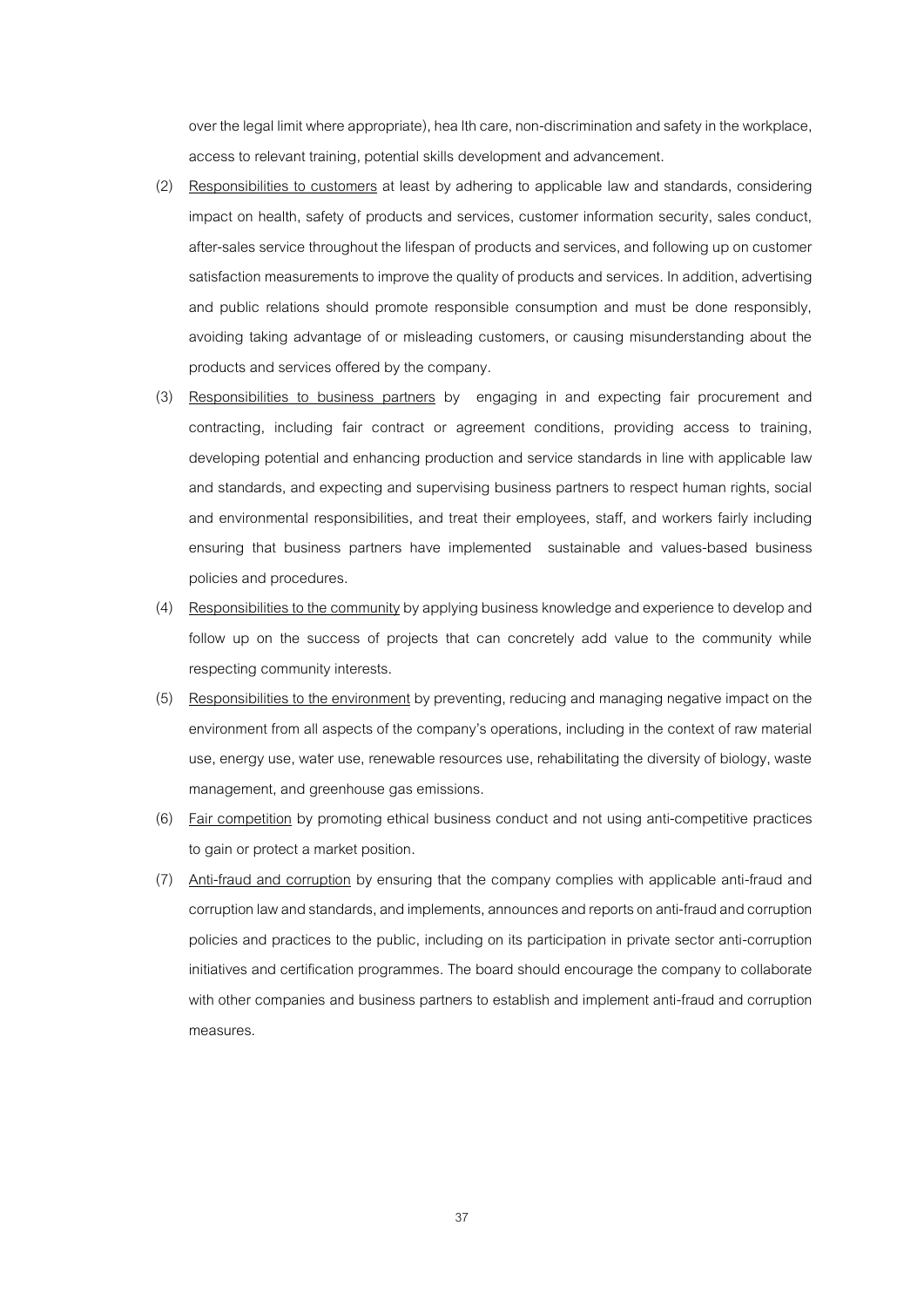over the legal limit where appropriate), hea lth care, non-discrimination and safety in the workplace, access to relevant training, potential skills development and advancement.

(2) Responsibilities to customers at least by adhering to applicable law and standards, considering impact on health, safety of products and services, customer information security, sales conduct, after-sales service throughout the lifespan of products and services, and following up on customer satisfaction measurements to improve the quality of products and services. In addition, advertising and public relations should promote responsible consumption and must be done responsibly, avoiding taking advantage of or misleading customers, or causing misunderstanding about the products and services offered by the company.

(3) Responsibilities to business partners by engaging in and expecting fair procurement and contracting, including fair contract or agreement conditions, providing access to training, developing potential and enhancing production and service standards in line with applicable law and standards, and expecting and supervising business partners to respect human rights, social and environmental responsibilities, and treat their employees, staff, and workers fairly including ensuring that business partners have implemented sustainable and values-based business policies and procedures.

(4) Responsibilities to the community by applying business knowledge and experience to develop and follow up on the success of projects that can concretely add value to the community while respecting community interests.

(5) Responsibilities to the environment by preventing, reducing and managing negative impact on the environment from all aspects of the company's operations, including in the context of raw material use, energy use, water use, renewable resources use, rehabilitating the diversity of biology, waste management, and greenhouse gas emissions.

(6) Fair competition by promoting ethical business conduct and not using anti-competitive practices to gain or protect a market position.

(7) Anti-fraud and corruption by ensuring that the company complies with applicable anti-fraud and corruption law and standards, and implements, announces and reports on anti-fraud and corruption policies and practices to the public, including on its participation in private sector anti-corruption initiatives and certification programmes. The board should encourage the company to collaborate with other companies and business partners to establish and implement anti-fraud and corruption measures.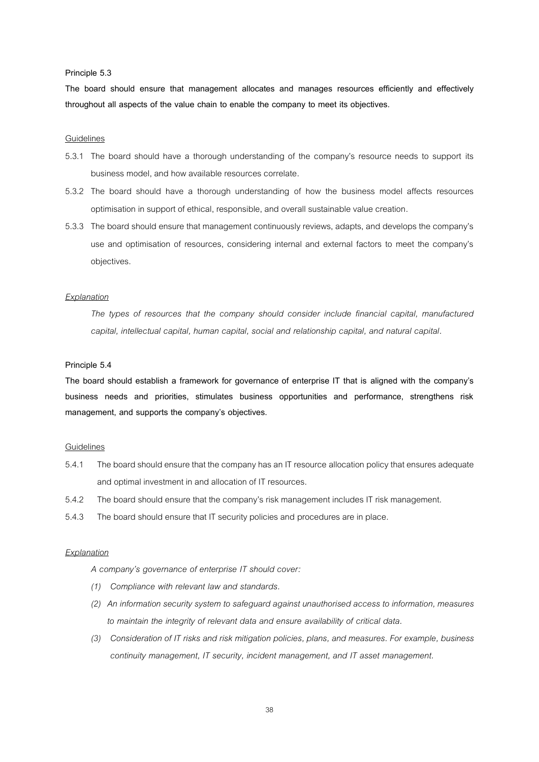**Principle 5.3**

**The board should ensure that management allocates and manages resources efficiently and effectively throughout all aspects of the value chain to enable the company to meet its objectives.**

Guidelines

5.3.1 The board should have a thorough understanding of the company's resource needs to support its business model, and how available resources correlate.

5.3.2 The board should have a thorough understanding of how the business model affects resources optimisation in support of ethical, responsible, and overall sustainable value creation.

5.3.3 The board should ensure that management continuously reviews, adapts, and develops the company's use and optimisation of resources, considering internal and external factors to meet the company's objectives.

*Explanation*

*The types of resources that the company should consider include financial capital, manufactured capital, intellectual capital, human capital, social and relationship capital, and natural capital.*

**Principle 5.4**

**The board should establish a framework for governance of enterprise IT that is aligned with the company's business needs and priorities, stimulates business opportunities and performance, strengthens risk management, and supports the company's objectives.**

Guidelines

5.4.1 The board should ensure that the company has an IT resource allocation policy that ensures adequate and optimal investment in and allocation of IT resources.

5.4.2 The board should ensure that the company's risk management includes IT risk management.

5.4.3 The board should ensure that IT security policies and procedures are in place.

*Explanation*

*A company's governance of enterprise IT should cover:*

*(1) Compliance with relevant law and standards.*

*(2) An information security system to safeguard against unauthorised access to information, measures to maintain the integrity of relevant data and ensure availability of critical data.*

*(3) Consideration of IT risks and risk mitigation policies, plans, and measures. For example, business continuity management, IT security, incident management, and IT asset management.*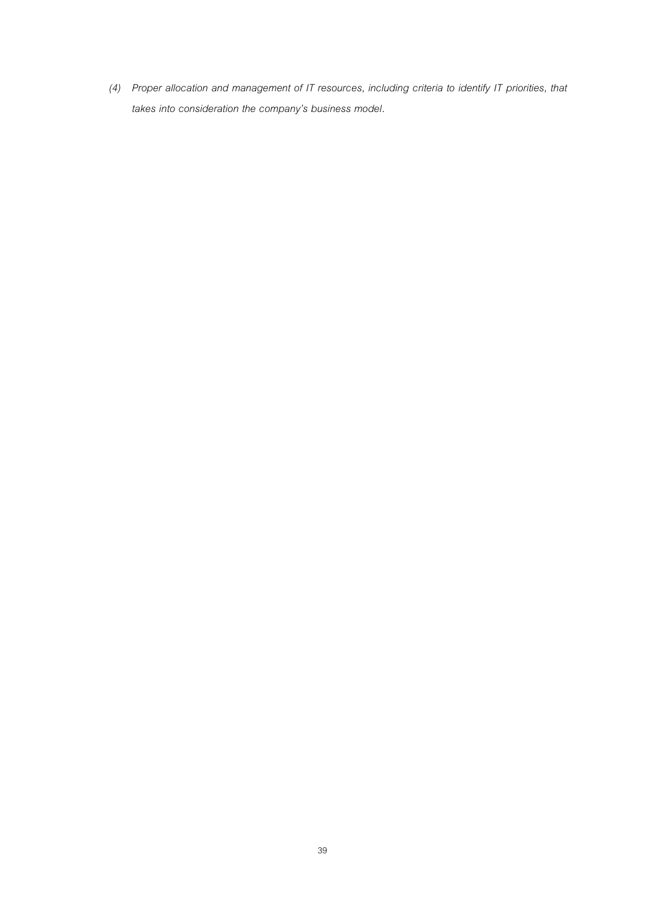*(4) Proper allocation and management of IT resources, including criteria to identify IT priorities, that takes into consideration the company's business model.*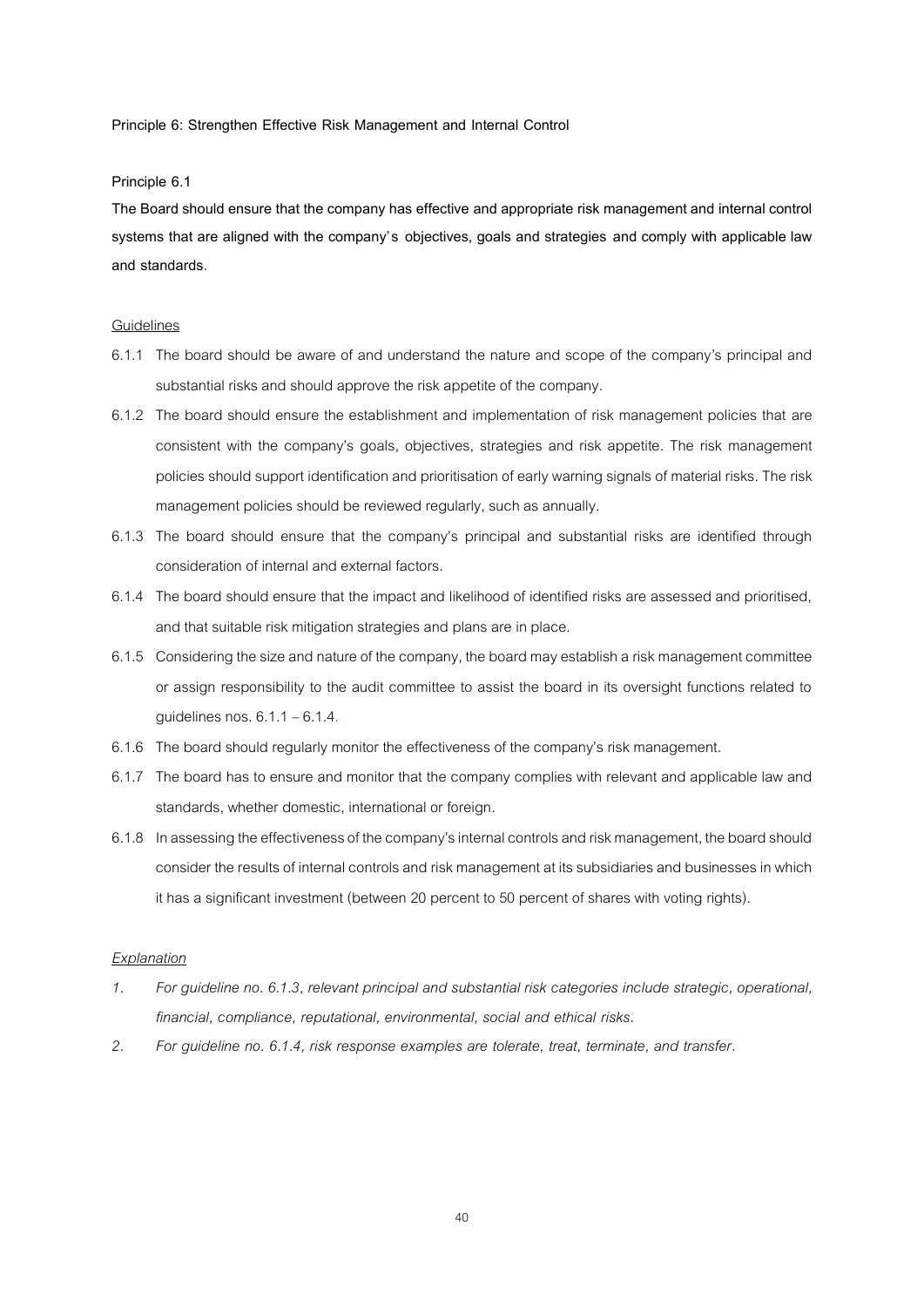## Principle 6: Strengthen Effective Risk Management and Internal Control

### Principle 6.1

**The Board should ensure that the company has effective and appropriate risk management and internal control systems that are aligned with the company's objectives, goals and strategies and comply with applicable law and standards.**

Guidelines

6.1.1 The board should be aware of and understand the nature and scope of the company's principal and substantial risks and should approve the risk appetite of the company.

6.1.2 The board should ensure the establishment and implementation of risk management policies that are consistent with the company's goals, objectives, strategies and risk appetite. The risk management policies should support identification and prioritisation of early warning signals of material risks. The risk management policies should be reviewed regularly, such as annually.

6.1.3 The board should ensure that the company's principal and substantial risks are identified through consideration of internal and external factors.

6.1.4 The board should ensure that the impact and likelihood of identified risks are assessed and prioritised, and that suitable risk mitigation strategies and plans are in place.

6.1.5 Considering the size and nature of the company, the board may establish a risk management committee or assign responsibility to the audit committee to assist the board in its oversight functions related to guidelines nos. 6.1.1 – 6.1.4.

6.1.6 The board should regularly monitor the effectiveness of the company's risk management.

6.1.7 The board has to ensure and monitor that the company complies with relevant and applicable law and standards, whether domestic, international or foreign.

6.1.8 In assessing the effectiveness of the company's internal controls and risk management, the board should consider the results of internal controls and risk management at its subsidiaries and businesses in which it has a significant investment (between 20 percent to 50 percent of shares with voting rights).

*Explanation*

1. *For guideline no. 6.1.3, relevant principal and substantial risk categories include strategic, operational, financial, compliance, reputational, environmental, social and ethical risks.*
2. *For guideline no. 6.1.4, risk response examples are tolerate, treat, terminate, and transfer.*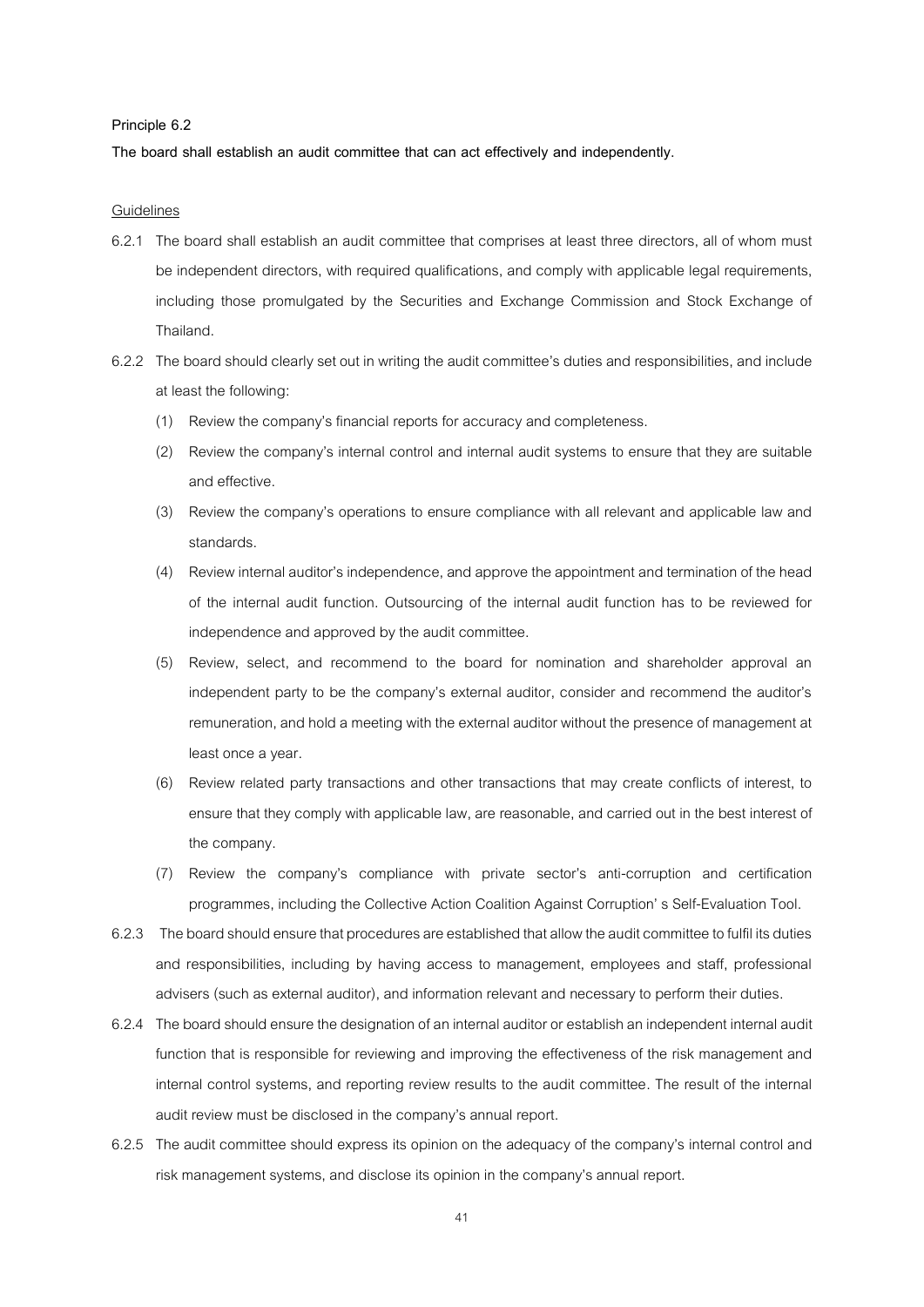**Principle 6.2**

**The board shall establish an audit committee that can act effectively and independently.**

Guidelines

6.2.1 The board shall establish an audit committee that comprises at least three directors, all of whom must be independent directors, with required qualifications, and comply with applicable legal requirements, including those promulgated by the Securities and Exchange Commission and Stock Exchange of Thailand.

6.2.2 The board should clearly set out in writing the audit committee's duties and responsibilities, and include at least the following:

(1) Review the company's financial reports for accuracy and completeness.

(2) Review the company's internal control and internal audit systems to ensure that they are suitable and effective.

(3) Review the company's operations to ensure compliance with all relevant and applicable law and standards.

(4) Review internal auditor's independence, and approve the appointment and termination of the head of the internal audit function. Outsourcing of the internal audit function has to be reviewed for independence and approved by the audit committee.

(5) Review, select, and recommend to the board for nomination and shareholder approval an independent party to be the company's external auditor, consider and recommend the auditor's remuneration, and hold a meeting with the external auditor without the presence of management at least once a year.

(6) Review related party transactions and other transactions that may create conflicts of interest, to ensure that they comply with applicable law, are reasonable, and carried out in the best interest of the company.

(7) Review the company's compliance with private sector's anti-corruption and certification programmes, including the Collective Action Coalition Against Corruption' s Self-Evaluation Tool.

6.2.3 The board should ensure that procedures are established that allow the audit committee to fulfil its duties and responsibilities, including by having access to management, employees and staff, professional advisers (such as external auditor), and information relevant and necessary to perform their duties.

6.2.4 The board should ensure the designation of an internal auditor or establish an independent internal audit function that is responsible for reviewing and improving the effectiveness of the risk management and internal control systems, and reporting review results to the audit committee. The result of the internal audit review must be disclosed in the company's annual report.

6.2.5 The audit committee should express its opinion on the adequacy of the company's internal control and risk management systems, and disclose its opinion in the company's annual report.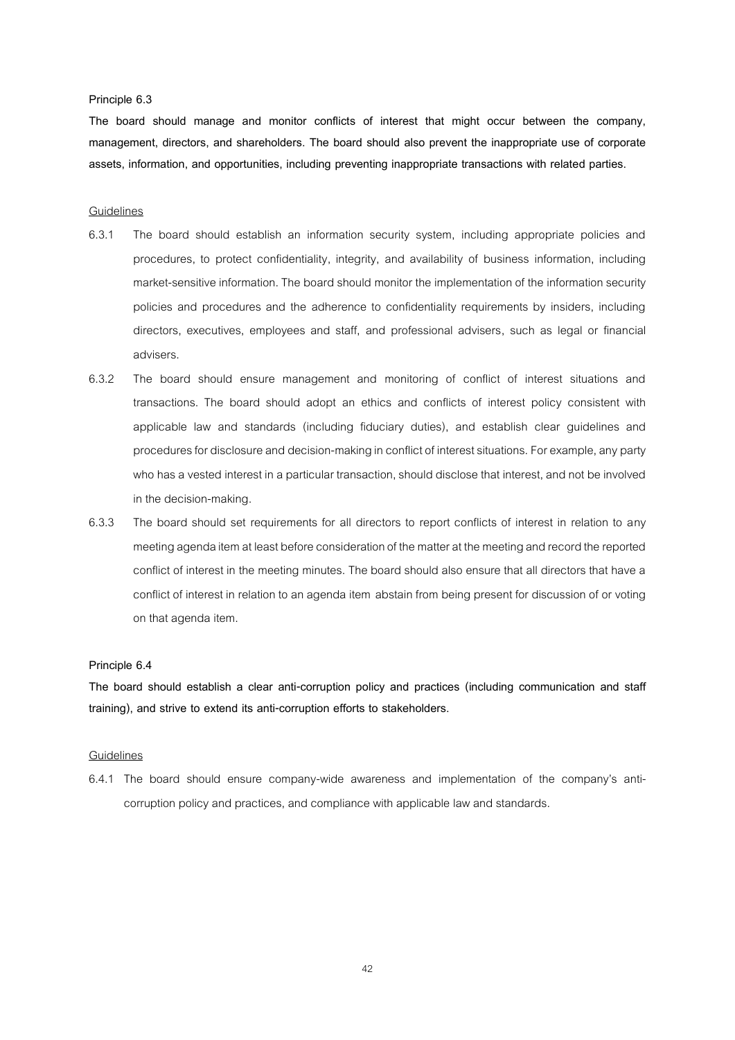**Principle 6.3**

**The board should manage and monitor conflicts of interest that might occur between the company, management, directors, and shareholders. The board should also prevent the inappropriate use of corporate assets, information, and opportunities, including preventing inappropriate transactions with related parties.**

Guidelines

6.3.1 The board should establish an information security system, including appropriate policies and procedures, to protect confidentiality, integrity, and availability of business information, including market-sensitive information. The board should monitor the implementation of the information security policies and procedures and the adherence to confidentiality requirements by insiders, including directors, executives, employees and staff, and professional advisers, such as legal or financial advisers.

6.3.2 The board should ensure management and monitoring of conflict of interest situations and transactions. The board should adopt an ethics and conflicts of interest policy consistent with applicable law and standards (including fiduciary duties), and establish clear guidelines and procedures for disclosure and decision-making in conflict of interest situations. For example, any party who has a vested interest in a particular transaction, should disclose that interest, and not be involved in the decision-making.

6.3.3 The board should set requirements for all directors to report conflicts of interest in relation to any meeting agenda item at least before consideration of the matter at the meeting and record the reported conflict of interest in the meeting minutes. The board should also ensure that all directors that have a conflict of interest in relation to an agenda item abstain from being present for discussion of or voting on that agenda item.

**Principle 6.4**

**The board should establish a clear anti-corruption policy and practices (including communication and staff training), and strive to extend its anti-corruption efforts to stakeholders.**

Guidelines

6.4.1 The board should ensure company-wide awareness and implementation of the company's anti-corruption policy and practices, and compliance with applicable law and standards.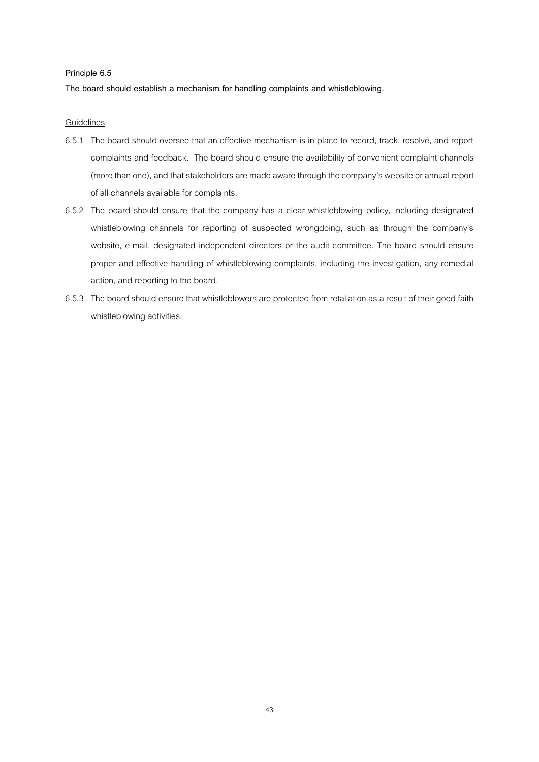**Principle 6.5**

**The board should establish a mechanism for handling complaints and whistleblowing.**

Guidelines

6.5.1 The board should oversee that an effective mechanism is in place to record, track, resolve, and report complaints and feedback. The board should ensure the availability of convenient complaint channels (more than one), and that stakeholders are made aware through the company's website or annual report of all channels available for complaints.

6.5.2 The board should ensure that the company has a clear whistleblowing policy, including designated whistleblowing channels for reporting of suspected wrongdoing, such as through the company's website, e-mail, designated independent directors or the audit committee. The board should ensure proper and effective handling of whistleblowing complaints, including the investigation, any remedial action, and reporting to the board.

6.5.3 The board should ensure that whistleblowers are protected from retaliation as a result of their good faith whistleblowing activities.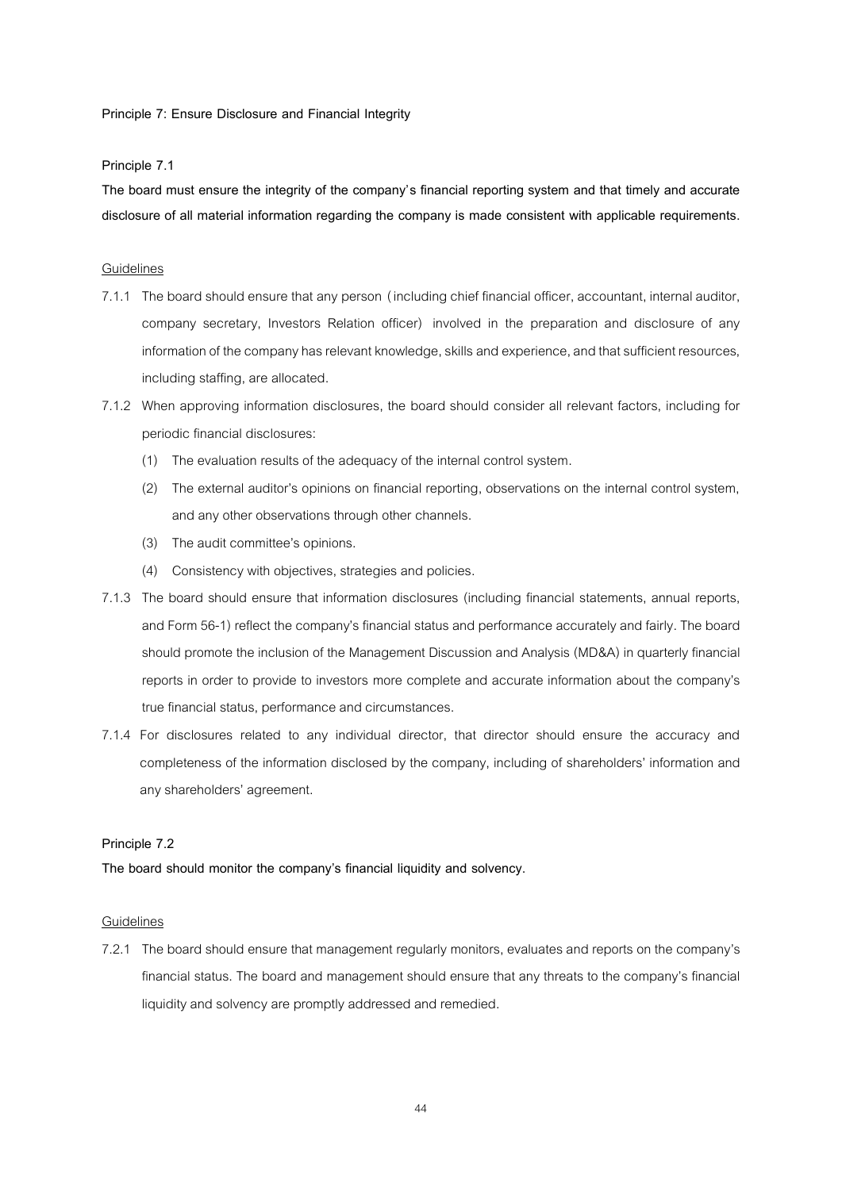**Principle 7: Ensure Disclosure and Financial Integrity**

**Principle 7.1**

**The board must ensure the integrity of the company's financial reporting system and that timely and accurate disclosure of all material information regarding the company is made consistent with applicable requirements.**

Guidelines

7.1.1 The board should ensure that any person (including chief financial officer, accountant, internal auditor, company secretary, Investors Relation officer) involved in the preparation and disclosure of any information of the company has relevant knowledge, skills and experience, and that sufficient resources, including staffing, are allocated.

7.1.2 When approving information disclosures, the board should consider all relevant factors, including for periodic financial disclosures:

- (1) The evaluation results of the adequacy of the internal control system.
- (2) The external auditor's opinions on financial reporting, observations on the internal control system, and any other observations through other channels.
- (3) The audit committee's opinions.
- (4) Consistency with objectives, strategies and policies.

7.1.3 The board should ensure that information disclosures (including financial statements, annual reports, and Form 56-1) reflect the company's financial status and performance accurately and fairly. The board should promote the inclusion of the Management Discussion and Analysis (MD&A) in quarterly financial reports in order to provide to investors more complete and accurate information about the company's true financial status, performance and circumstances.

7.1.4 For disclosures related to any individual director, that director should ensure the accuracy and completeness of the information disclosed by the company, including of shareholders' information and any shareholders' agreement.

**Principle 7.2**

**The board should monitor the company's financial liquidity and solvency.**

Guidelines

7.2.1 The board should ensure that management regularly monitors, evaluates and reports on the company's financial status. The board and management should ensure that any threats to the company's financial liquidity and solvency are promptly addressed and remedied.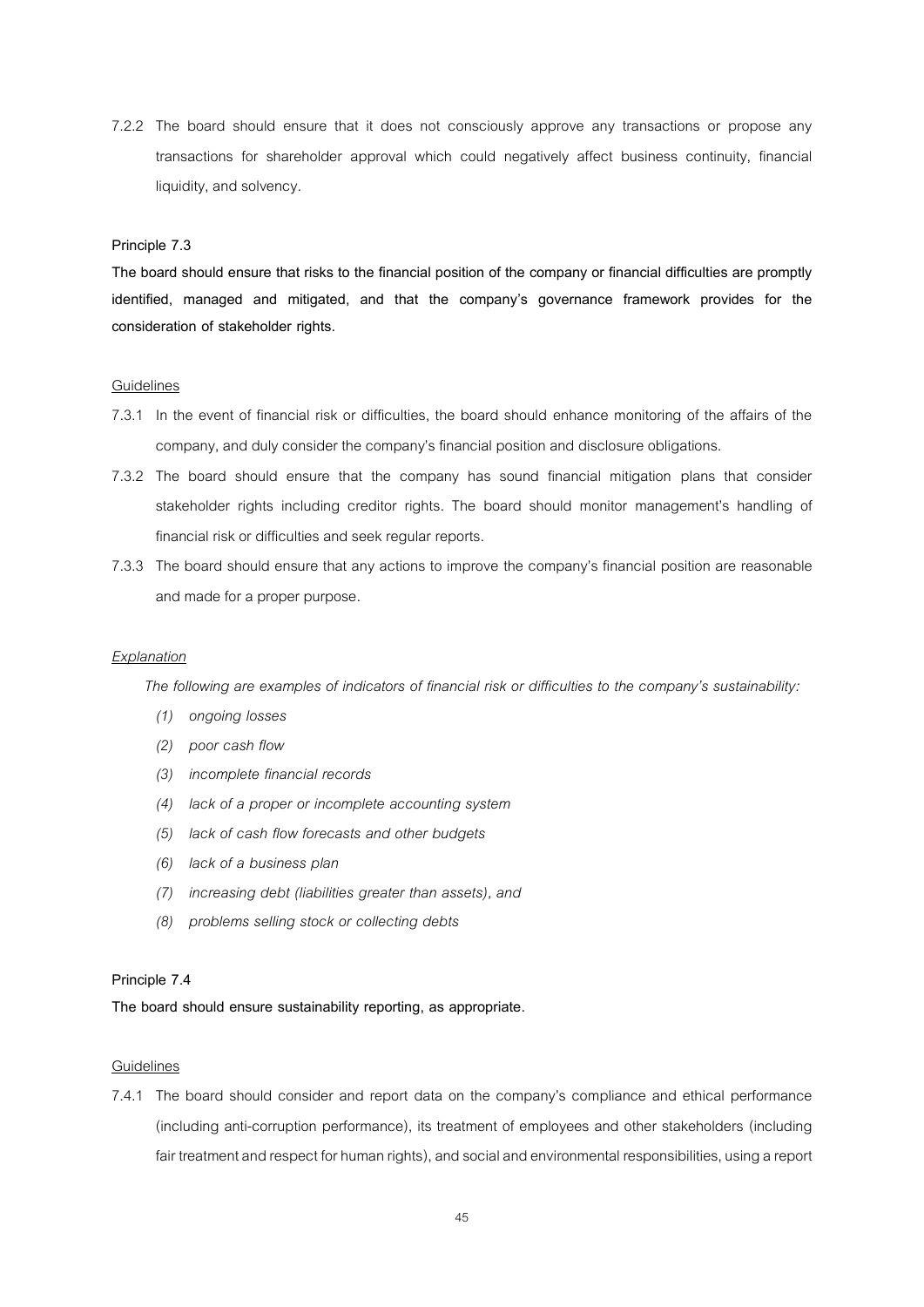7.2.2 The board should ensure that it does not consciously approve any transactions or propose any transactions for shareholder approval which could negatively affect business continuity, financial liquidity, and solvency.

**Principle 7.3**

**The board should ensure that risks to the financial position of the company or financial difficulties are promptly identified, managed and mitigated, and that the company's governance framework provides for the consideration of stakeholder rights.**

Guidelines

7.3.1 In the event of financial risk or difficulties, the board should enhance monitoring of the affairs of the company, and duly consider the company's financial position and disclosure obligations.

7.3.2 The board should ensure that the company has sound financial mitigation plans that consider stakeholder rights including creditor rights. The board should monitor management's handling of financial risk or difficulties and seek regular reports.

7.3.3 The board should ensure that any actions to improve the company's financial position are reasonable and made for a proper purpose.

*Explanation*

*The following are examples of indicators of financial risk or difficulties to the company's sustainability:*

*(1) ongoing losses*

*(2) poor cash flow*

*(3) incomplete financial records*

*(4) lack of a proper or incomplete accounting system*

*(5) lack of cash flow forecasts and other budgets*

*(6) lack of a business plan*

*(7) increasing debt (liabilities greater than assets), and*

*(8) problems selling stock or collecting debts*

**Principle 7.4**

**The board should ensure sustainability reporting, as appropriate.**

Guidelines

7.4.1 The board should consider and report data on the company's compliance and ethical performance (including anti-corruption performance), its treatment of employees and other stakeholders (including fair treatment and respect for human rights), and social and environmental responsibilities, using a report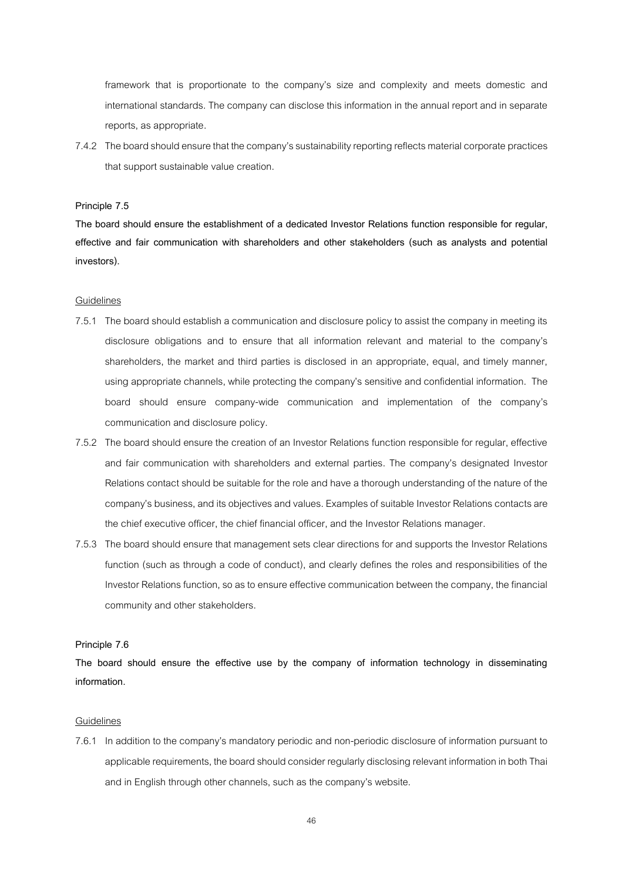framework that is proportionate to the company's size and complexity and meets domestic and international standards. The company can disclose this information in the annual report and in separate reports, as appropriate.

7.4.2 The board should ensure that the company's sustainability reporting reflects material corporate practices that support sustainable value creation.

**Principle 7.5**

**The board should ensure the establishment of a dedicated Investor Relations function responsible for regular, effective and fair communication with shareholders and other stakeholders (such as analysts and potential investors).**

Guidelines

7.5.1 The board should establish a communication and disclosure policy to assist the company in meeting its disclosure obligations and to ensure that all information relevant and material to the company's shareholders, the market and third parties is disclosed in an appropriate, equal, and timely manner, using appropriate channels, while protecting the company's sensitive and confidential information. The board should ensure company-wide communication and implementation of the company's communication and disclosure policy.

7.5.2 The board should ensure the creation of an Investor Relations function responsible for regular, effective and fair communication with shareholders and external parties. The company's designated Investor Relations contact should be suitable for the role and have a thorough understanding of the nature of the company's business, and its objectives and values. Examples of suitable Investor Relations contacts are the chief executive officer, the chief financial officer, and the Investor Relations manager.

7.5.3 The board should ensure that management sets clear directions for and supports the Investor Relations function (such as through a code of conduct), and clearly defines the roles and responsibilities of the Investor Relations function, so as to ensure effective communication between the company, the financial community and other stakeholders.

**Principle 7.6**

**The board should ensure the effective use by the company of information technology in disseminating information.**

Guidelines

7.6.1 In addition to the company's mandatory periodic and non-periodic disclosure of information pursuant to applicable requirements, the board should consider regularly disclosing relevant information in both Thai and in English through other channels, such as the company's website.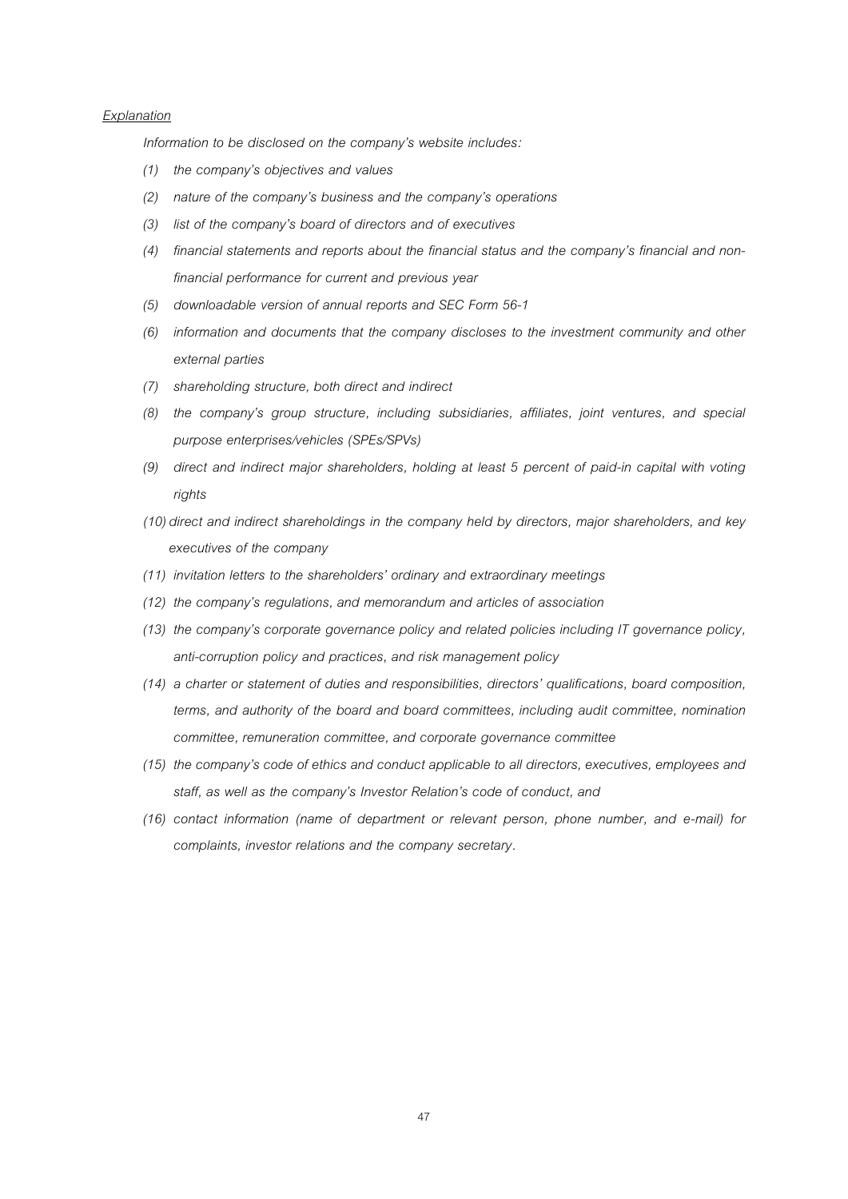*<u>Explanation</u>*

*Information to be disclosed on the company's website includes:*

*(1) the company's objectives and values*

*(2) nature of the company's business and the company's operations*

*(3) list of the company's board of directors and of executives*

*(4) financial statements and reports about the financial status and the company's financial and non-financial performance for current and previous year*

*(5) downloadable version of annual reports and SEC Form 56-1*

*(6) information and documents that the company discloses to the investment community and other external parties*

*(7) shareholding structure, both direct and indirect*

*(8) the company's group structure, including subsidiaries, affiliates, joint ventures, and special purpose enterprises/vehicles (SPEs/SPVs)*

*(9) direct and indirect major shareholders, holding at least 5 percent of paid-in capital with voting rights*

*(10) direct and indirect shareholdings in the company held by directors, major shareholders, and key executives of the company*

*(11) invitation letters to the shareholders' ordinary and extraordinary meetings*

*(12) the company's regulations, and memorandum and articles of association*

*(13) the company's corporate governance policy and related policies including IT governance policy, anti-corruption policy and practices, and risk management policy*

*(14) a charter or statement of duties and responsibilities, directors' qualifications, board composition, terms, and authority of the board and board committees, including audit committee, nomination committee, remuneration committee, and corporate governance committee*

*(15) the company's code of ethics and conduct applicable to all directors, executives, employees and staff, as well as the company's Investor Relation's code of conduct, and*

*(16) contact information (name of department or relevant person, phone number, and e-mail) for complaints, investor relations and the company secretary.*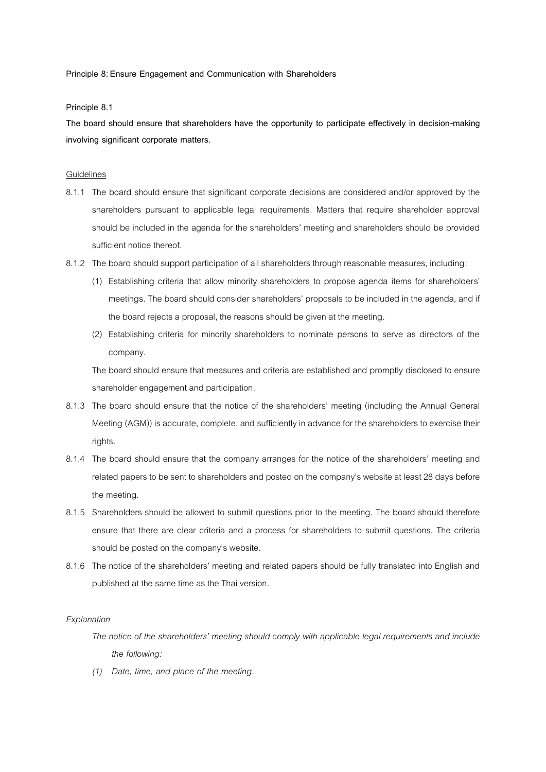**Principle 8: Ensure Engagement and Communication with Shareholders**

**Principle 8.1**

**The board should ensure that shareholders have the opportunity to participate effectively in decision-making involving significant corporate matters.**

Guidelines

8.1.1 The board should ensure that significant corporate decisions are considered and/or approved by the shareholders pursuant to applicable legal requirements. Matters that require shareholder approval should be included in the agenda for the shareholders' meeting and shareholders should be provided sufficient notice thereof.

8.1.2 The board should support participation of all shareholders through reasonable measures, including:

(1) Establishing criteria that allow minority shareholders to propose agenda items for shareholders' meetings. The board should consider shareholders' proposals to be included in the agenda, and if the board rejects a proposal, the reasons should be given at the meeting.

(2) Establishing criteria for minority shareholders to nominate persons to serve as directors of the company.

The board should ensure that measures and criteria are established and promptly disclosed to ensure shareholder engagement and participation.

8.1.3 The board should ensure that the notice of the shareholders' meeting (including the Annual General Meeting (AGM)) is accurate, complete, and sufficiently in advance for the shareholders to exercise their rights.

8.1.4 The board should ensure that the company arranges for the notice of the shareholders' meeting and related papers to be sent to shareholders and posted on the company's website at least 28 days before the meeting.

8.1.5 Shareholders should be allowed to submit questions prior to the meeting. The board should therefore ensure that there are clear criteria and a process for shareholders to submit questions. The criteria should be posted on the company's website.

8.1.6 The notice of the shareholders' meeting and related papers should be fully translated into English and published at the same time as the Thai version.

*Explanation*

*The notice of the shareholders' meeting should comply with applicable legal requirements and include the following:*

*(1) Date, time, and place of the meeting.*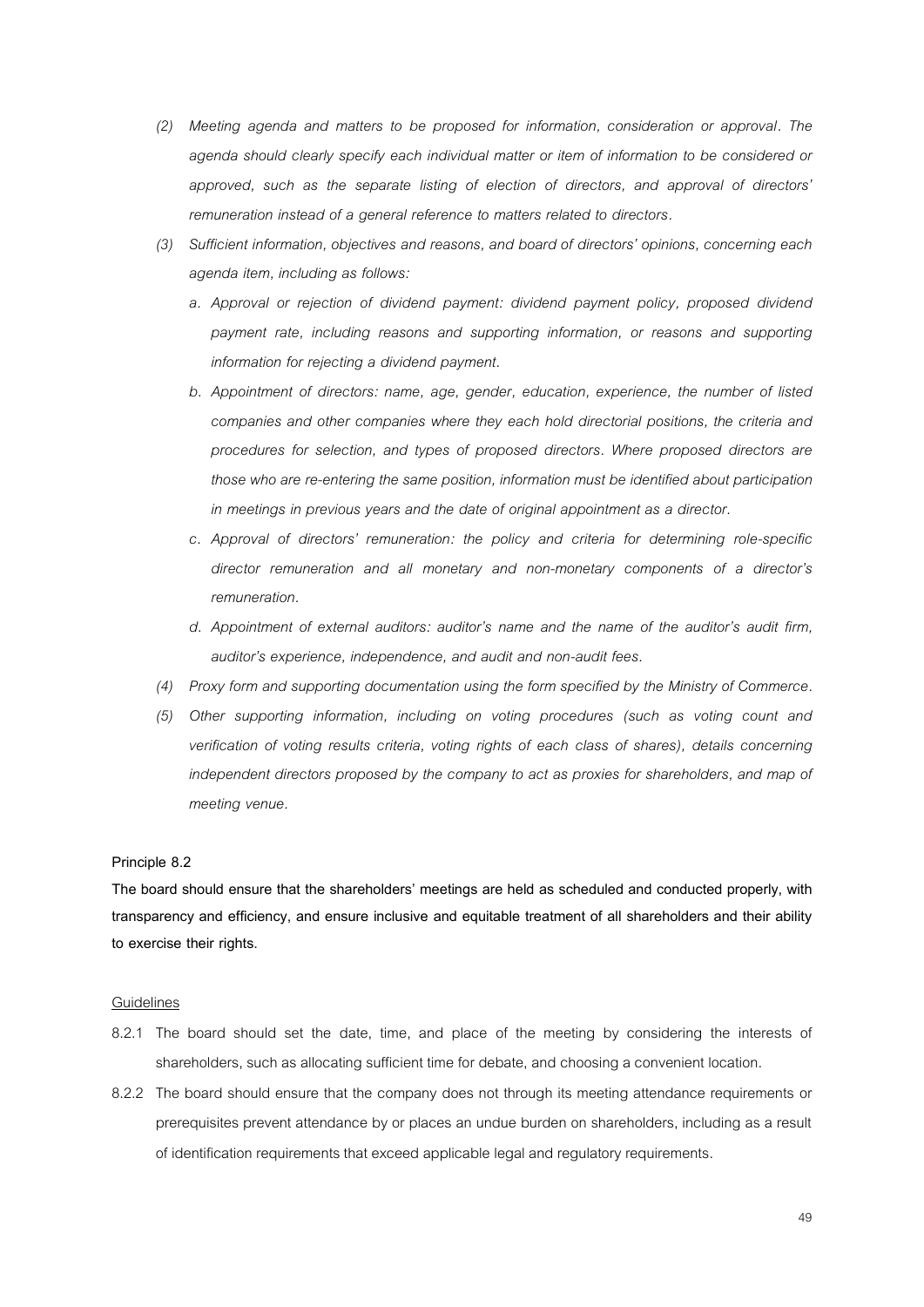*(2) Meeting agenda and matters to be proposed for information, consideration or approval. The agenda should clearly specify each individual matter or item of information to be considered or approved, such as the separate listing of election of directors, and approval of directors' remuneration instead of a general reference to matters related to directors.*

*(3) Sufficient information, objectives and reasons, and board of directors' opinions, concerning each agenda item, including as follows:*

*a. Approval or rejection of dividend payment: dividend payment policy, proposed dividend payment rate, including reasons and supporting information, or reasons and supporting information for rejecting a dividend payment.*

*b. Appointment of directors: name, age, gender, education, experience, the number of listed companies and other companies where they each hold directorial positions, the criteria and procedures for selection, and types of proposed directors. Where proposed directors are those who are re-entering the same position, information must be identified about participation in meetings in previous years and the date of original appointment as a director.*

*c. Approval of directors' remuneration: the policy and criteria for determining role-specific director remuneration and all monetary and non-monetary components of a director's remuneration.*

*d. Appointment of external auditors: auditor's name and the name of the auditor's audit firm, auditor's experience, independence, and audit and non-audit fees.*

*(4) Proxy form and supporting documentation using the form specified by the Ministry of Commerce.*

*(5) Other supporting information, including on voting procedures (such as voting count and verification of voting results criteria, voting rights of each class of shares), details concerning independent directors proposed by the company to act as proxies for shareholders, and map of meeting venue.*

**Principle 8.2**

**The board should ensure that the shareholders' meetings are held as scheduled and conducted properly, with transparency and efficiency, and ensure inclusive and equitable treatment of all shareholders and their ability to exercise their rights.**

<u>Guidelines</u>

8.2.1 The board should set the date, time, and place of the meeting by considering the interests of shareholders, such as allocating sufficient time for debate, and choosing a convenient location.

8.2.2 The board should ensure that the company does not through its meeting attendance requirements or prerequisites prevent attendance by or places an undue burden on shareholders, including as a result of identification requirements that exceed applicable legal and regulatory requirements.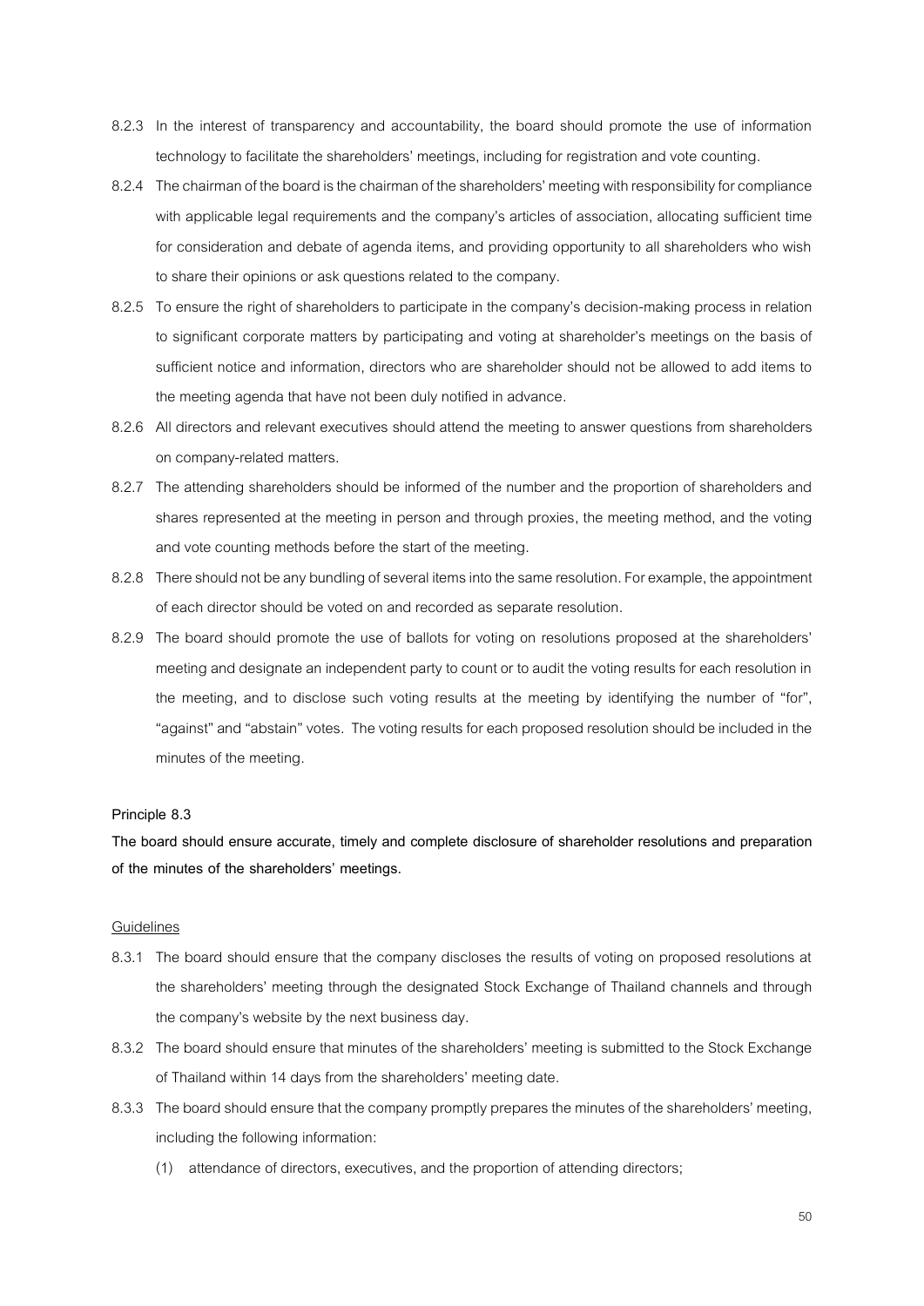8.2.3 In the interest of transparency and accountability, the board should promote the use of information technology to facilitate the shareholders' meetings, including for registration and vote counting.

8.2.4 The chairman of the board is the chairman of the shareholders' meeting with responsibility for compliance with applicable legal requirements and the company's articles of association, allocating sufficient time for consideration and debate of agenda items, and providing opportunity to all shareholders who wish to share their opinions or ask questions related to the company.

8.2.5 To ensure the right of shareholders to participate in the company's decision-making process in relation to significant corporate matters by participating and voting at shareholder's meetings on the basis of sufficient notice and information, directors who are shareholder should not be allowed to add items to the meeting agenda that have not been duly notified in advance.

8.2.6 All directors and relevant executives should attend the meeting to answer questions from shareholders on company-related matters.

8.2.7 The attending shareholders should be informed of the number and the proportion of shareholders and shares represented at the meeting in person and through proxies, the meeting method, and the voting and vote counting methods before the start of the meeting.

8.2.8 There should not be any bundling of several items into the same resolution. For example, the appointment of each director should be voted on and recorded as separate resolution.

8.2.9 The board should promote the use of ballots for voting on resolutions proposed at the shareholders' meeting and designate an independent party to count or to audit the voting results for each resolution in the meeting, and to disclose such voting results at the meeting by identifying the number of "for", "against" and "abstain" votes. The voting results for each proposed resolution should be included in the minutes of the meeting.

**Principle 8.3**

**The board should ensure accurate, timely and complete disclosure of shareholder resolutions and preparation of the minutes of the shareholders' meetings.**

<u>Guidelines</u>

8.3.1 The board should ensure that the company discloses the results of voting on proposed resolutions at the shareholders' meeting through the designated Stock Exchange of Thailand channels and through the company's website by the next business day.

8.3.2 The board should ensure that minutes of the shareholders' meeting is submitted to the Stock Exchange of Thailand within 14 days from the shareholders' meeting date.

8.3.3 The board should ensure that the company promptly prepares the minutes of the shareholders' meeting, including the following information:

(1) attendance of directors, executives, and the proportion of attending directors;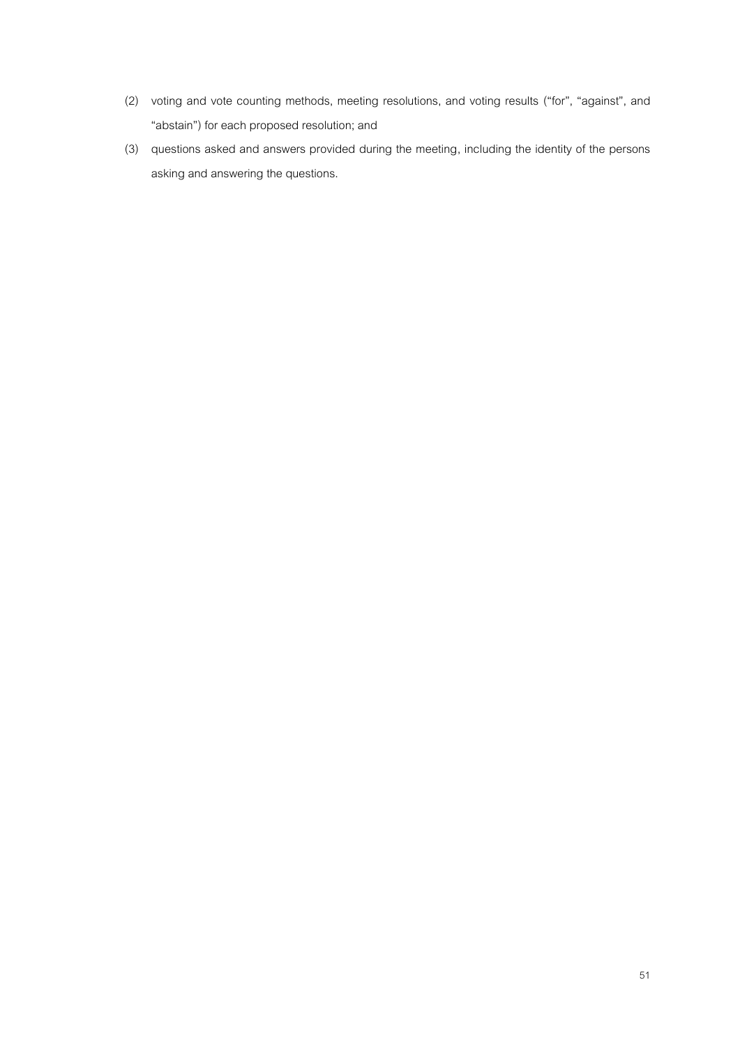(2) voting and vote counting methods, meeting resolutions, and voting results ("for", "against", and "abstain") for each proposed resolution; and

(3) questions asked and answers provided during the meeting, including the identity of the persons asking and answering the questions.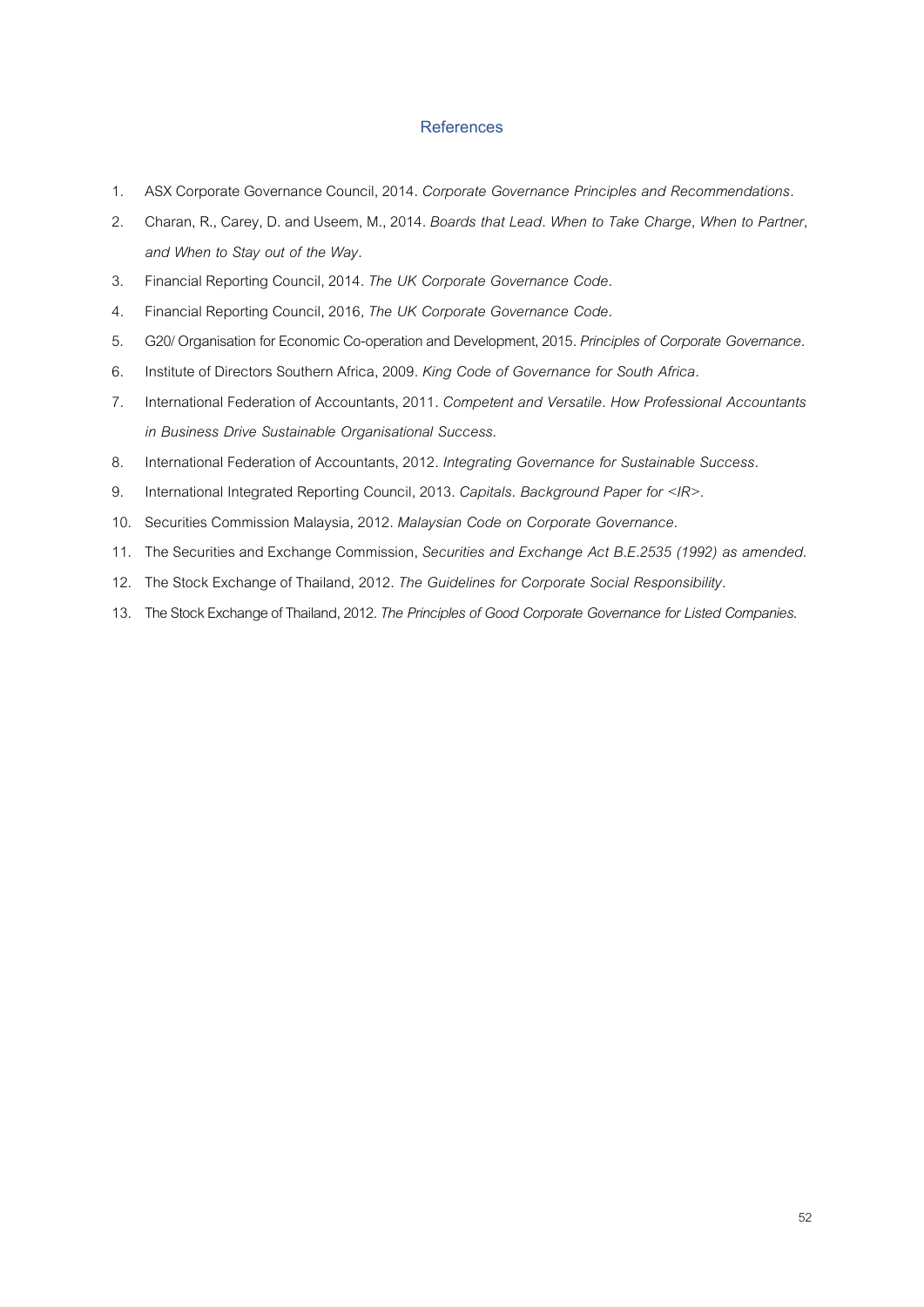## References

1. ASX Corporate Governance Council, 2014. *Corporate Governance Principles and Recommendations.*
2. Charan, R., Carey, D. and Useem, M., 2014. *Boards that Lead. When to Take Charge, When to Partner, and When to Stay out of the Way.*
3. Financial Reporting Council, 2014. *The UK Corporate Governance Code.*
4. Financial Reporting Council, 2016, *The UK Corporate Governance Code.*
5. G20/ Organisation for Economic Co-operation and Development, 2015. *Principles of Corporate Governance.*
6. Institute of Directors Southern Africa, 2009. *King Code of Governance for South Africa.*
7. International Federation of Accountants, 2011. *Competent and Versatile. How Professional Accountants in Business Drive Sustainable Organisational Success.*
8. International Federation of Accountants, 2012. *Integrating Governance for Sustainable Success.*
9. International Integrated Reporting Council, 2013. *Capitals. Background Paper for <IR>.*
10. Securities Commission Malaysia, 2012. *Malaysian Code on Corporate Governance.*
11. The Securities and Exchange Commission, *Securities and Exchange Act B.E.2535 (1992) as amended.*
12. The Stock Exchange of Thailand, 2012. *The Guidelines for Corporate Social Responsibility.*
13. The Stock Exchange of Thailand, 2012. *The Principles of Good Corporate Governance for Listed Companies.*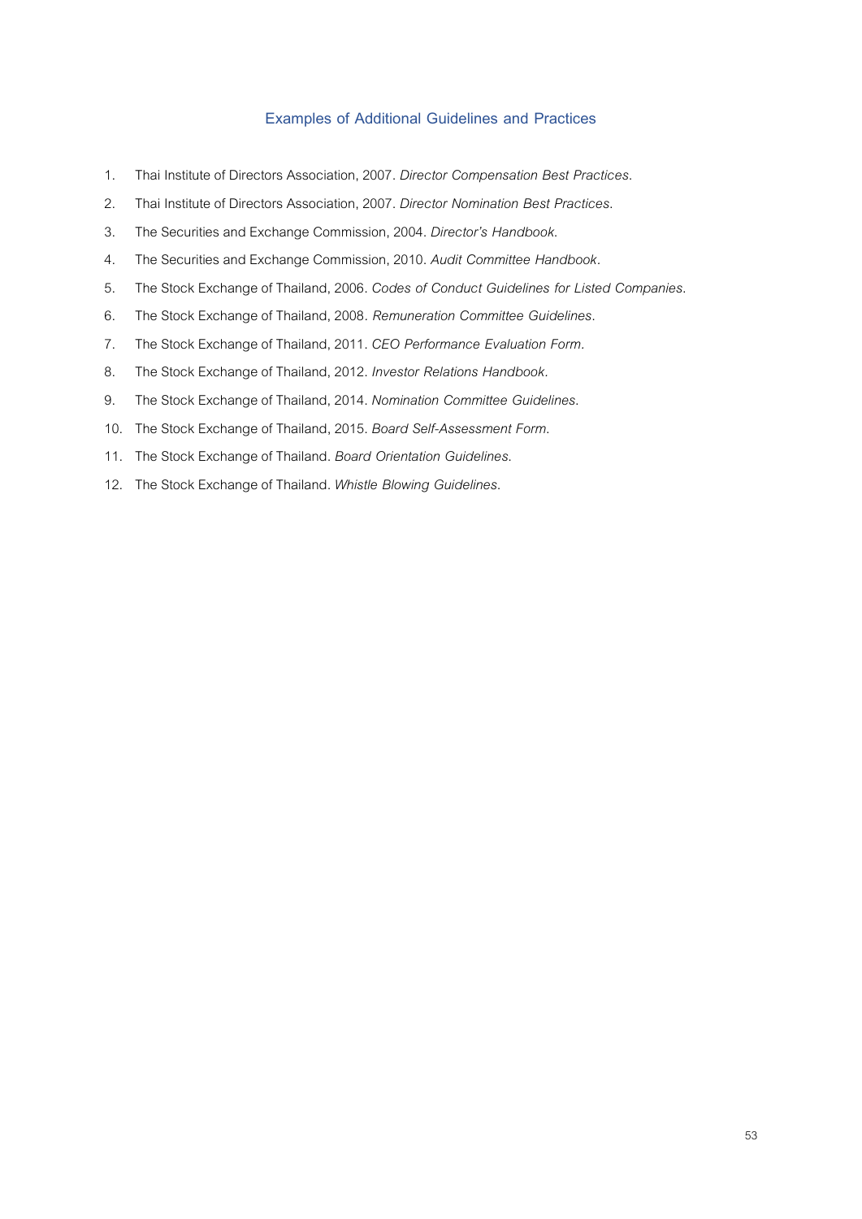## Examples of Additional Guidelines and Practices

1. Thai Institute of Directors Association, 2007. *Director Compensation Best Practices*.
2. Thai Institute of Directors Association, 2007. *Director Nomination Best Practices*.
3. The Securities and Exchange Commission, 2004. *Director's Handbook*.
4. The Securities and Exchange Commission, 2010. *Audit Committee Handbook*.
5. The Stock Exchange of Thailand, 2006. *Codes of Conduct Guidelines for Listed Companies*.
6. The Stock Exchange of Thailand, 2008. *Remuneration Committee Guidelines*.
7. The Stock Exchange of Thailand, 2011. *CEO Performance Evaluation Form*.
8. The Stock Exchange of Thailand, 2012. *Investor Relations Handbook*.
9. The Stock Exchange of Thailand, 2014. *Nomination Committee Guidelines*.
10. The Stock Exchange of Thailand, 2015. *Board Self-Assessment Form*.
11. The Stock Exchange of Thailand. *Board Orientation Guidelines*.
12. The Stock Exchange of Thailand. *Whistle Blowing Guidelines*.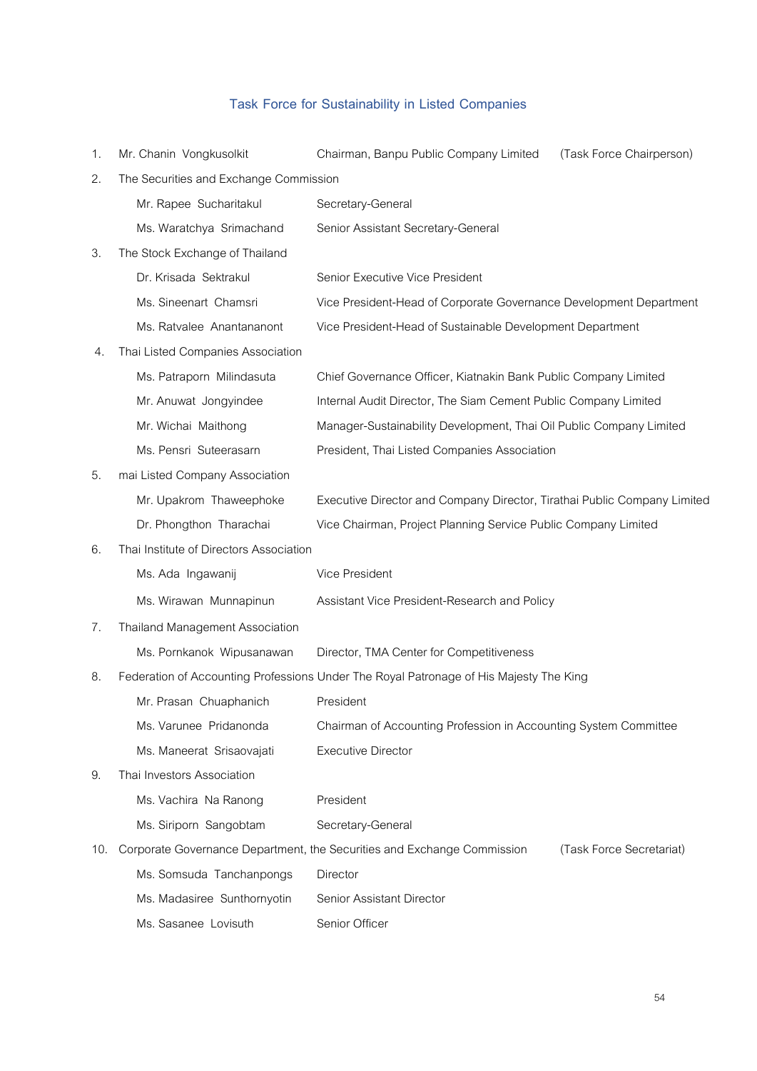## Task Force for Sustainability in Listed Companies

| | | | |
|---|---|---|---|
| 1. | Mr. Chanin Vongkusolkit | Chairman, Banpu Public Company Limited | (Task Force Chairperson) |
| 2. | The Securities and Exchange Commission | | |
| | Mr. Rapee Sucharitakul | Secretary-General | |
| | Ms. Waratchya Srimachand | Senior Assistant Secretary-General | |
| 3. | The Stock Exchange of Thailand | | |
| | Dr. Krisada Sektrakul | Senior Executive Vice President | |
| | Ms. Sineenart Chamsri | Vice President-Head of Corporate Governance Development Department | |
| | Ms. Ratvalee Anantananont | Vice President-Head of Sustainable Development Department | |
| 4. | Thai Listed Companies Association | | |
| | Ms. Patraporn Milindasuta | Chief Governance Officer, Kiatnakin Bank Public Company Limited | |
| | Mr. Anuwat Jongyindee | Internal Audit Director, The Siam Cement Public Company Limited | |
| | Mr. Wichai Maithong | Manager-Sustainability Development, Thai Oil Public Company Limited | |
| | Ms. Pensri Suteerasarn | President, Thai Listed Companies Association | |
| 5. | mai Listed Company Association | | |
| | Mr. Upakrom Thaweephoke | Executive Director and Company Director, Tirathai Public Company Limited | |
| | Dr. Phongthon Tharachai | Vice Chairman, Project Planning Service Public Company Limited | |
| 6. | Thai Institute of Directors Association | | |
| | Ms. Ada Ingawanij | Vice President | |
| | Ms. Wirawan Munnapinun | Assistant Vice President-Research and Policy | |
| 7. | Thailand Management Association | | |
| | Ms. Pornkanok Wipusanawan | Director, TMA Center for Competitiveness | |
| 8. | Federation of Accounting Professions Under The Royal Patronage of His Majesty The King | | |
| | Mr. Prasan Chuaphanich | President | |
| | Ms. Varunee Pridanonda | Chairman of Accounting Profession in Accounting System Committee | |
| | Ms. Maneerat Srisaovajati | Executive Director | |
| 9. | Thai Investors Association | | |
| | Ms. Vachira Na Ranong | President | |
| | Ms. Siriporn Sangobtam | Secretary-General | |
| 10. | Corporate Governance Department, the Securities and Exchange Commission | | (Task Force Secretariat) |
| | Ms. Somsuda Tanchanpongs | Director | |
| | Ms. Madasiree Sunthornyotin | Senior Assistant Director | |
| | Ms. Sasanee Lovisuth | Senior Officer | |